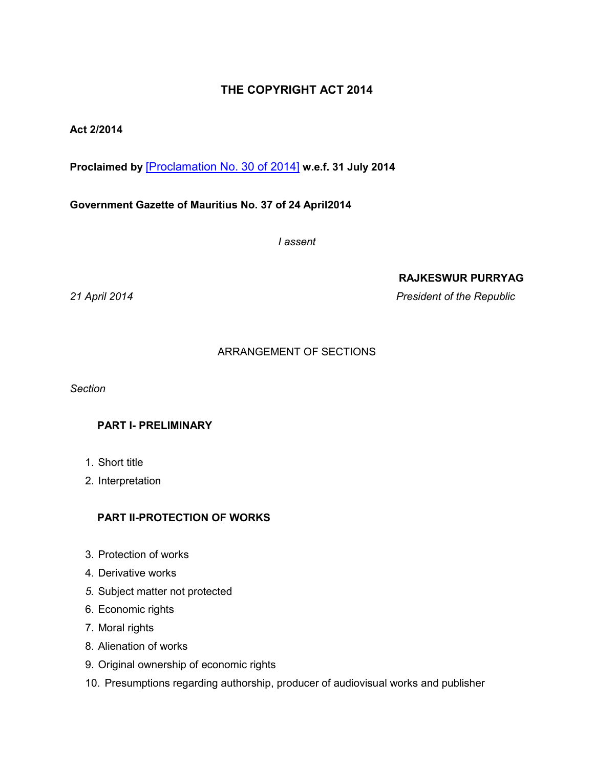# THE COPYRIGHT ACT 2014

**Act 2/2014**

**Proclaimed by** [Proclamation No. 30 of 2014] **w.e.f. 31 July 2014**

**Government Gazette of Mauritius No. 37 of 24 April2014**

*I assent*

**RAJKESWUR PURRYAG**

*21 April 2014* *President of the Republic*

ARRANGEMENT OF SECTIONS

*Section*

**PART I- PRELIMINARY**

1. Short title
2. Interpretation

**PART II-PROTECTION OF WORKS**

3. Protection of works
4. Derivative works
5. Subject matter not protected
6. Economic rights
7. Moral rights
8. Alienation of works
9. Original ownership of economic rights
10. Presumptions regarding authorship, producer of audiovisual works and publisher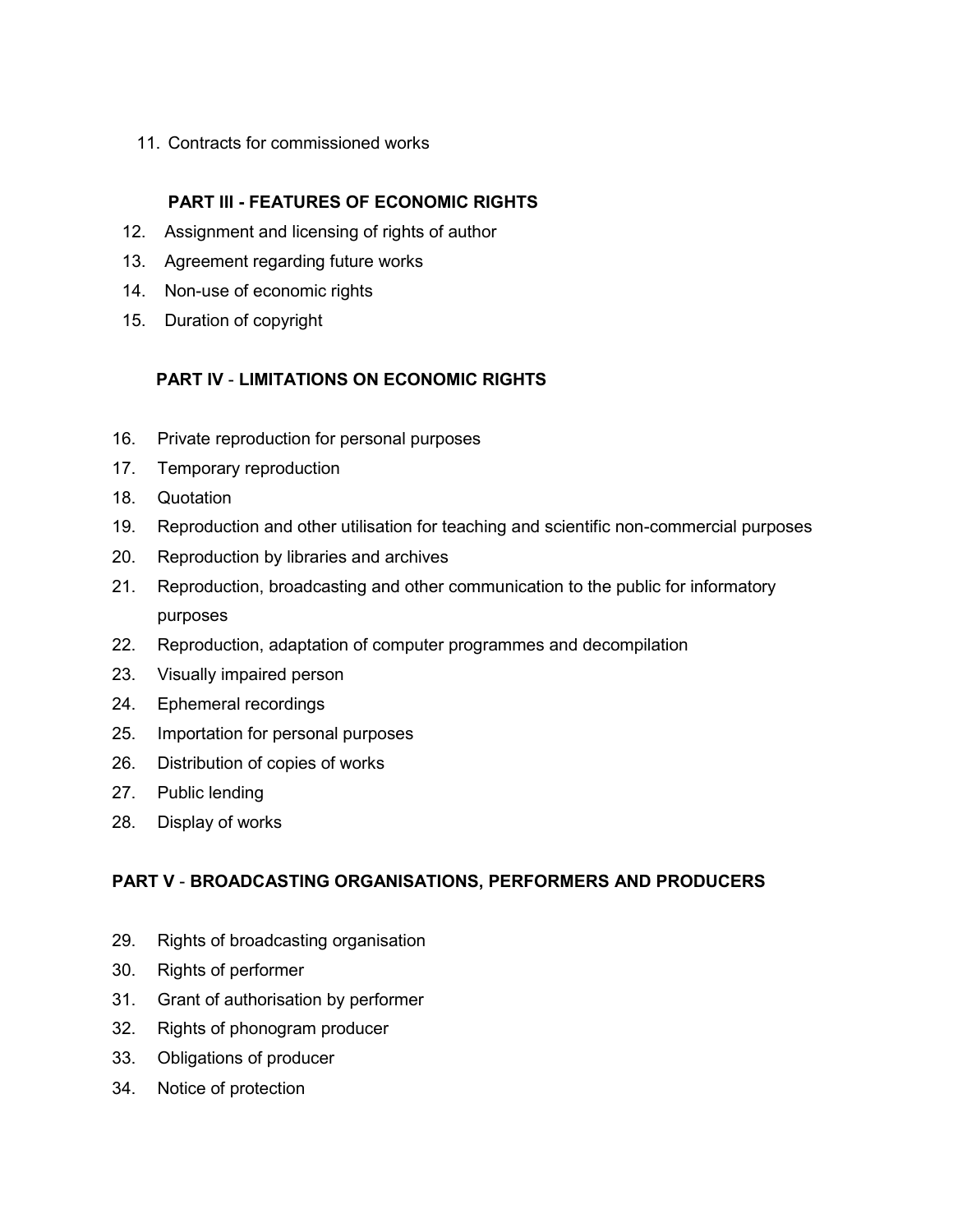11. Contracts for commissioned works

**PART III - FEATURES OF ECONOMIC RIGHTS**

12. Assignment and licensing of rights of author
13. Agreement regarding future works
14. Non-use of economic rights
15. Duration of copyright

**PART IV - LIMITATIONS ON ECONOMIC RIGHTS**

16. Private reproduction for personal purposes
17. Temporary reproduction
18. Quotation
19. Reproduction and other utilisation for teaching and scientific non-commercial purposes
20. Reproduction by libraries and archives
21. Reproduction, broadcasting and other communication to the public for informatory purposes
22. Reproduction, adaptation of computer programmes and decompilation
23. Visually impaired person
24. Ephemeral recordings
25. Importation for personal purposes
26. Distribution of copies of works
27. Public lending
28. Display of works

**PART V - BROADCASTING ORGANISATIONS, PERFORMERS AND PRODUCERS**

29. Rights of broadcasting organisation
30. Rights of performer
31. Grant of authorisation by performer
32. Rights of phonogram producer
33. Obligations of producer
34. Notice of protection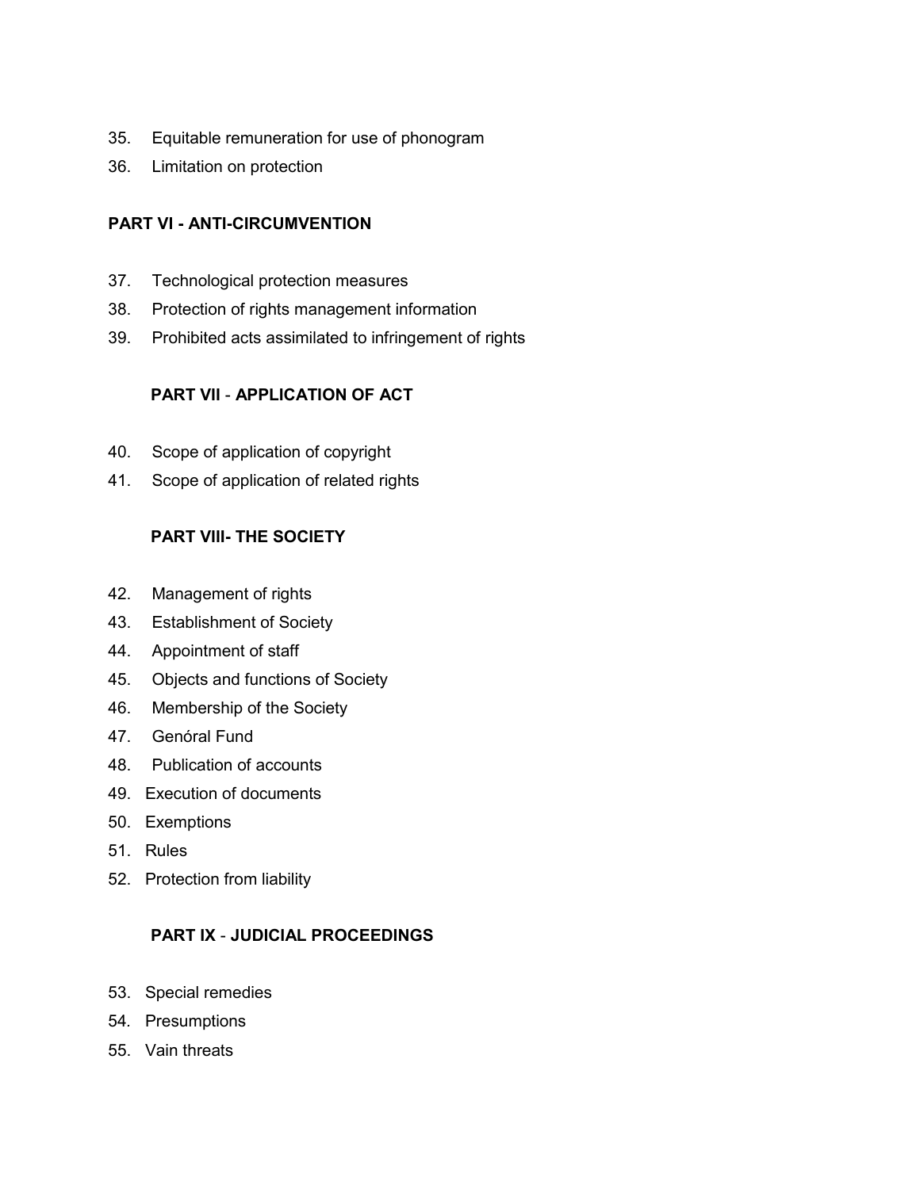35. Equitable remuneration for use of phonogram
36. Limitation on protection

**PART VI - ANTI-CIRCUMVENTION**

37. Technological protection measures
38. Protection of rights management information
39. Prohibited acts assimilated to infringement of rights

**PART VII - APPLICATION OF ACT**

40. Scope of application of copyright
41. Scope of application of related rights

**PART VIII- THE SOCIETY**

42. Management of rights
43. Establishment of Society
44. Appointment of staff
45. Objects and functions of Society
46. Membership of the Society
47. Genóral Fund
48. Publication of accounts
49. Execution of documents
50. Exemptions
51. Rules
52. Protection from liability

**PART IX - JUDICIAL PROCEEDINGS**

53. Special remedies
54. Presumptions
55. Vain threats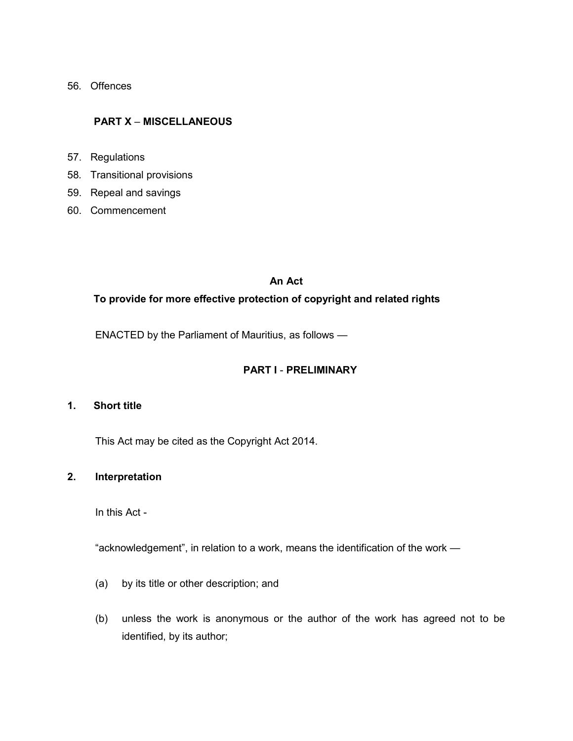56. Offences

**PART X – MISCELLANEOUS**

57. Regulations
58. Transitional provisions
59. Repeal and savings
60. Commencement

**An Act**

**To provide for more effective protection of copyright and related rights**

ENACTED by the Parliament of Mauritius, as follows —

## PART I - PRELIMINARY

### 1. Short title

This Act may be cited as the Copyright Act 2014.

### 2. Interpretation

In this Act -

"acknowledgement", in relation to a work, means the identification of the work —

(a) by its title or other description; and

(b) unless the work is anonymous or the author of the work has agreed not to be identified, by its author;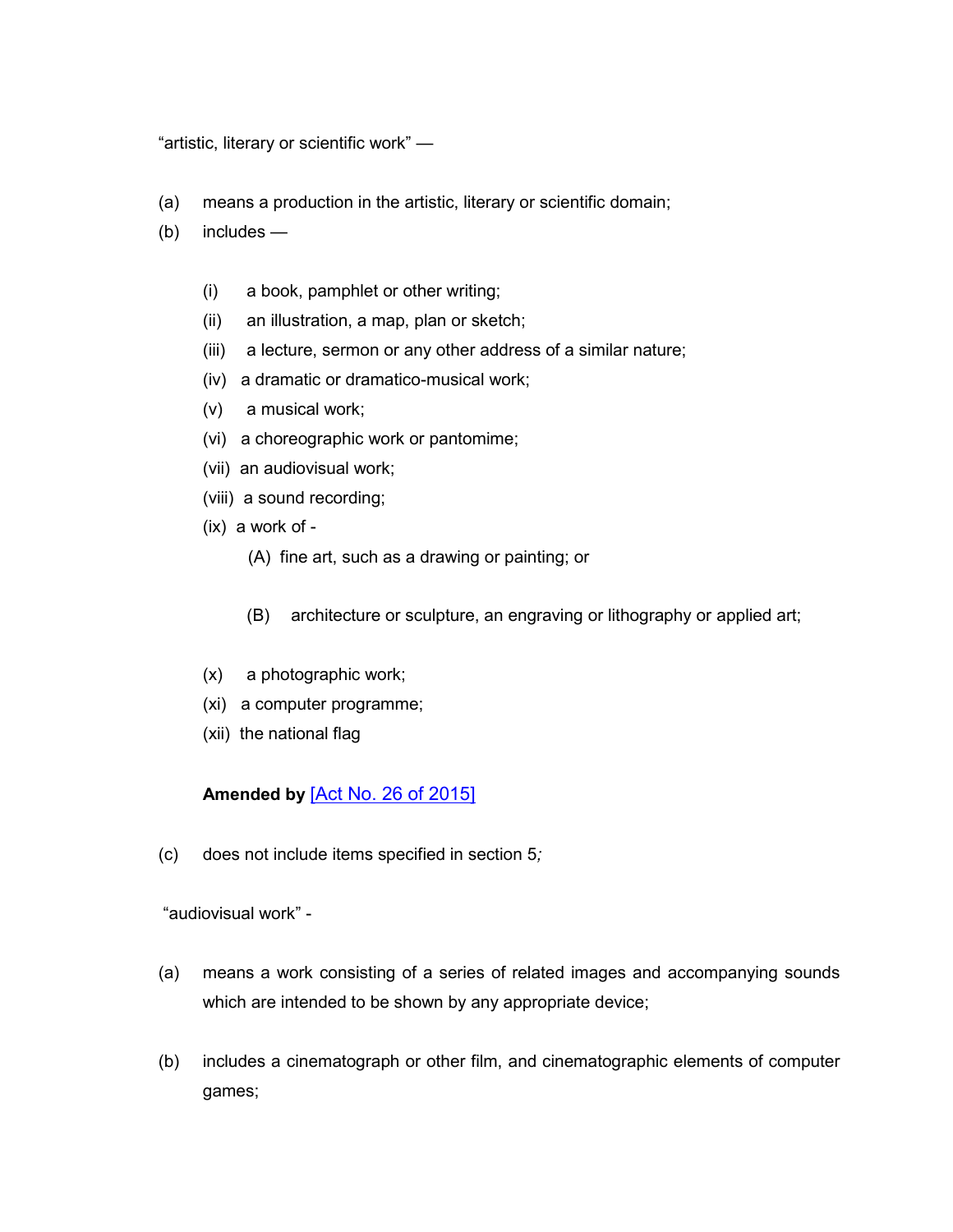"artistic, literary or scientific work" —

(a) means a production in the artistic, literary or scientific domain;

(b) includes —

  (i) a book, pamphlet or other writing;
  (ii) an illustration, a map, plan or sketch;
  (iii) a lecture, sermon or any other address of a similar nature;
  (iv) a dramatic or dramatico-musical work;
  (v) a musical work;
  (vi) a choreographic work or pantomime;
  (vii) an audiovisual work;
  (viii) a sound recording;
  (ix) a work of -
    (A) fine art, such as a drawing or painting; or
    (B) architecture or sculpture, an engraving or lithography or applied art;
  (x) a photographic work;
  (xi) a computer programme;
  (xii) the national flag

  **Amended by** [Act No. 26 of 2015]

(c) does not include items specified in section 5*;*

"audiovisual work" -

(a) means a work consisting of a series of related images and accompanying sounds which are intended to be shown by any appropriate device;

(b) includes a cinematograph or other film, and cinematographic elements of computer games;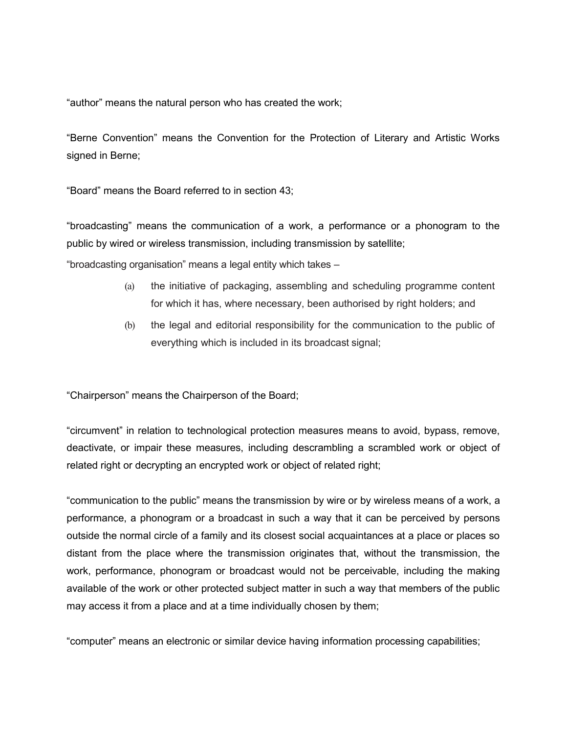"author" means the natural person who has created the work;

"Berne Convention" means the Convention for the Protection of Literary and Artistic Works signed in Berne;

"Board" means the Board referred to in section 43;

"broadcasting" means the communication of a work, a performance or a phonogram to the public by wired or wireless transmission, including transmission by satellite;

"broadcasting organisation" means a legal entity which takes –

(a) the initiative of packaging, assembling and scheduling programme content for which it has, where necessary, been authorised by right holders; and

(b) the legal and editorial responsibility for the communication to the public of everything which is included in its broadcast signal;

"Chairperson" means the Chairperson of the Board;

"circumvent" in relation to technological protection measures means to avoid, bypass, remove, deactivate, or impair these measures, including descrambling a scrambled work or object of related right or decrypting an encrypted work or object of related right;

"communication to the public" means the transmission by wire or by wireless means of a work, a performance, a phonogram or a broadcast in such a way that it can be perceived by persons outside the normal circle of a family and its closest social acquaintances at a place or places so distant from the place where the transmission originates that, without the transmission, the work, performance, phonogram or broadcast would not be perceivable, including the making available of the work or other protected subject matter in such a way that members of the public may access it from a place and at a time individually chosen by them;

"computer" means an electronic or similar device having information processing capabilities;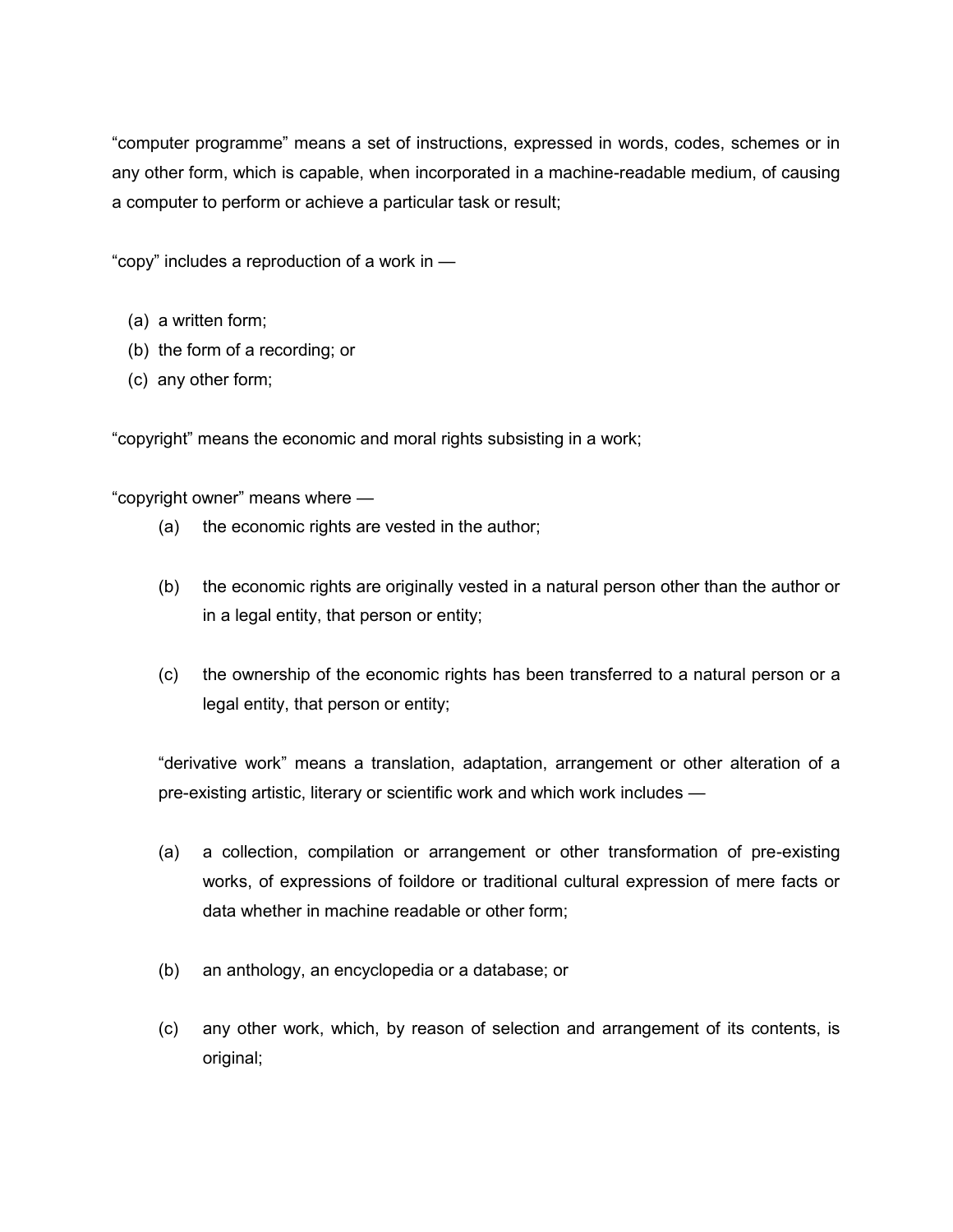“computer programme” means a set of instructions, expressed in words, codes, schemes or in any other form, which is capable, when incorporated in a machine-readable medium, of causing a computer to perform or achieve a particular task or result;

“copy” includes a reproduction of a work in —

(a) a written form;
(b) the form of a recording; or
(c) any other form;

“copyright” means the economic and moral rights subsisting in a work;

“copyright owner” means where —

(a) the economic rights are vested in the author;

(b) the economic rights are originally vested in a natural person other than the author or in a legal entity, that person or entity;

(c) the ownership of the economic rights has been transferred to a natural person or a legal entity, that person or entity;

“derivative work” means a translation, adaptation, arrangement or other alteration of a pre-existing artistic, literary or scientific work and which work includes —

(a) a collection, compilation or arrangement or other transformation of pre-existing works, of expressions of foildore or traditional cultural expression of mere facts or data whether in machine readable or other form;

(b) an anthology, an encyclopedia or a database; or

(c) any other work, which, by reason of selection and arrangement of its contents, is original;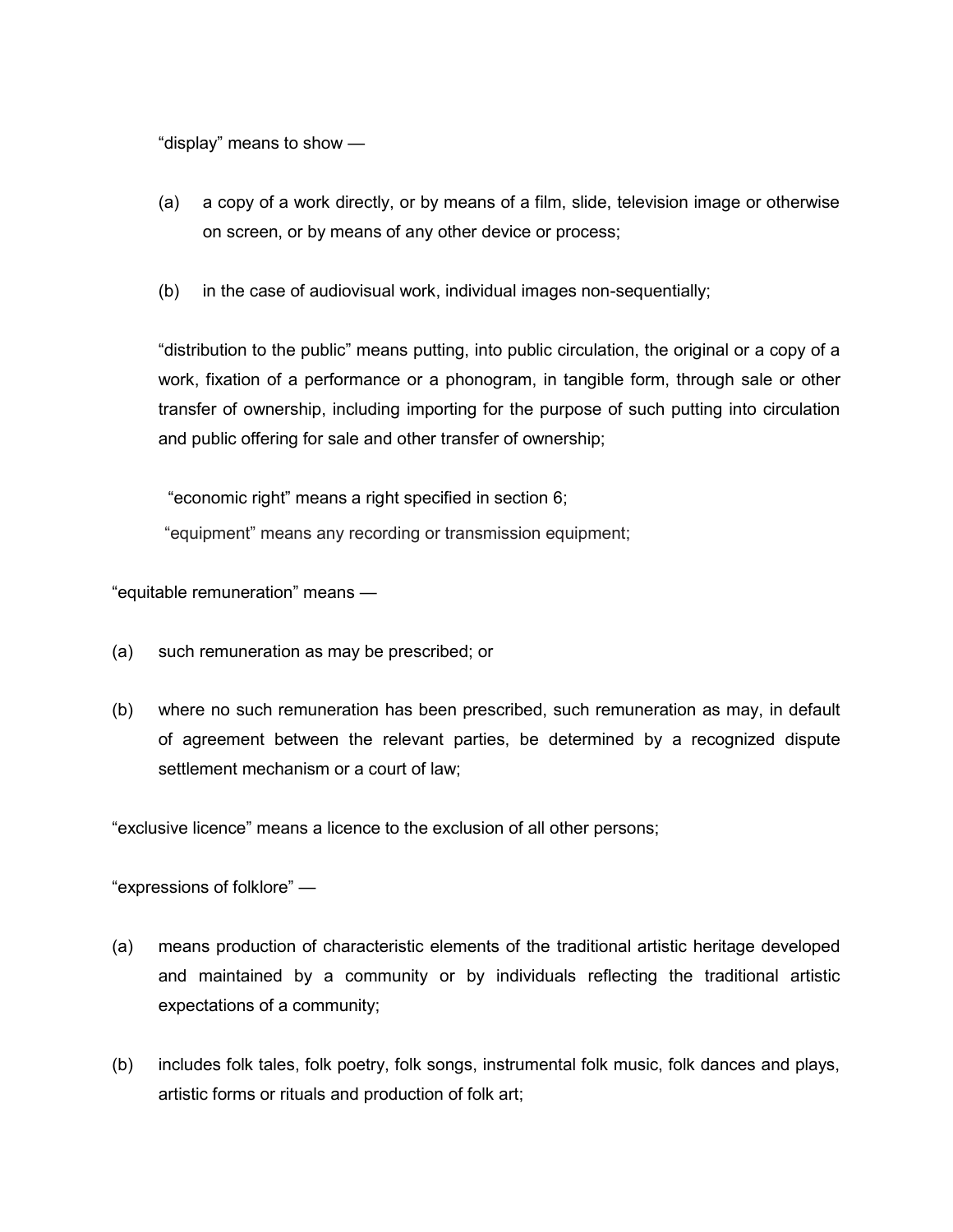"display" means to show —

(a) a copy of a work directly, or by means of a film, slide, television image or otherwise on screen, or by means of any other device or process;

(b) in the case of audiovisual work, individual images non-sequentially;

"distribution to the public" means putting, into public circulation, the original or a copy of a work, fixation of a performance or a phonogram, in tangible form, through sale or other transfer of ownership, including importing for the purpose of such putting into circulation and public offering for sale and other transfer of ownership;

"economic right" means a right specified in section 6;

"equipment" means any recording or transmission equipment;

"equitable remuneration" means —

(a) such remuneration as may be prescribed; or

(b) where no such remuneration has been prescribed, such remuneration as may, in default of agreement between the relevant parties, be determined by a recognized dispute settlement mechanism or a court of law;

"exclusive licence" means a licence to the exclusion of all other persons;

"expressions of folklore" —

(a) means production of characteristic elements of the traditional artistic heritage developed and maintained by a community or by individuals reflecting the traditional artistic expectations of a community;

(b) includes folk tales, folk poetry, folk songs, instrumental folk music, folk dances and plays, artistic forms or rituals and production of folk art;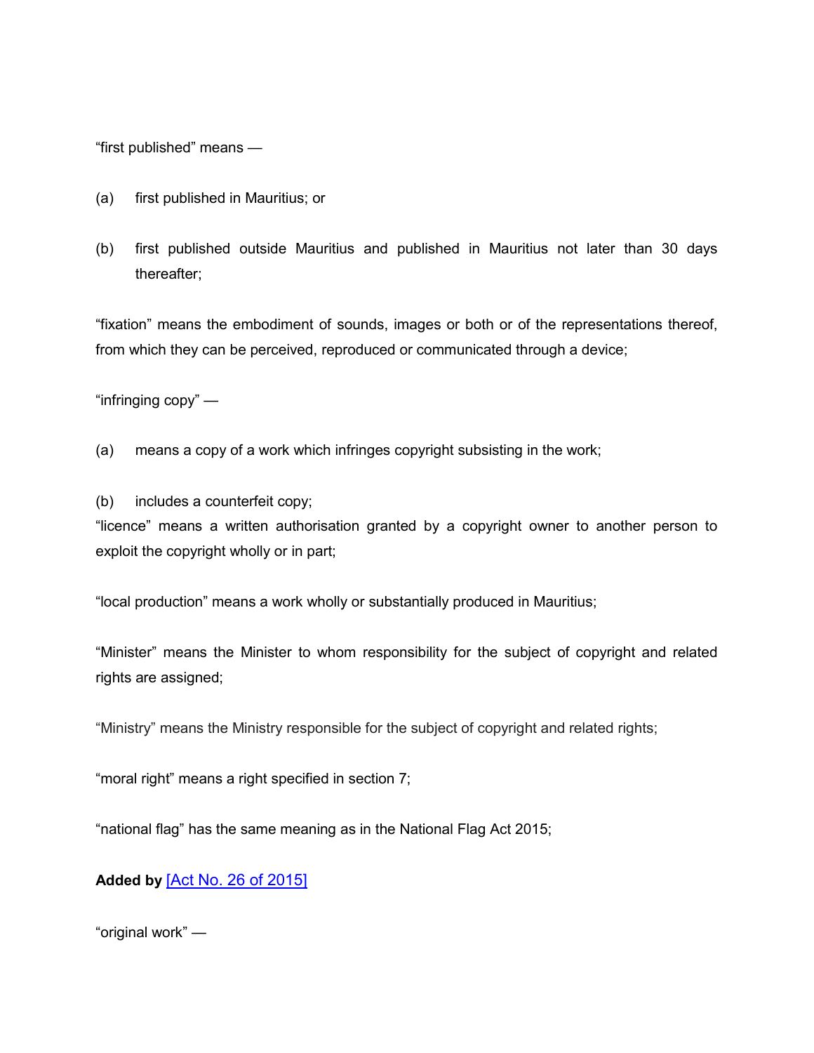"first published" means —

(a) first published in Mauritius; or

(b) first published outside Mauritius and published in Mauritius not later than 30 days thereafter;

"fixation" means the embodiment of sounds, images or both or of the representations thereof, from which they can be perceived, reproduced or communicated through a device;

"infringing copy" —

(a) means a copy of a work which infringes copyright subsisting in the work;

(b) includes a counterfeit copy;

"licence" means a written authorisation granted by a copyright owner to another person to exploit the copyright wholly or in part;

"local production" means a work wholly or substantially produced in Mauritius;

"Minister" means the Minister to whom responsibility for the subject of copyright and related rights are assigned;

"Ministry" means the Ministry responsible for the subject of copyright and related rights;

"moral right" means a right specified in section 7;

"national flag" has the same meaning as in the National Flag Act 2015;

**Added by** [Act No. 26 of 2015]

"original work" —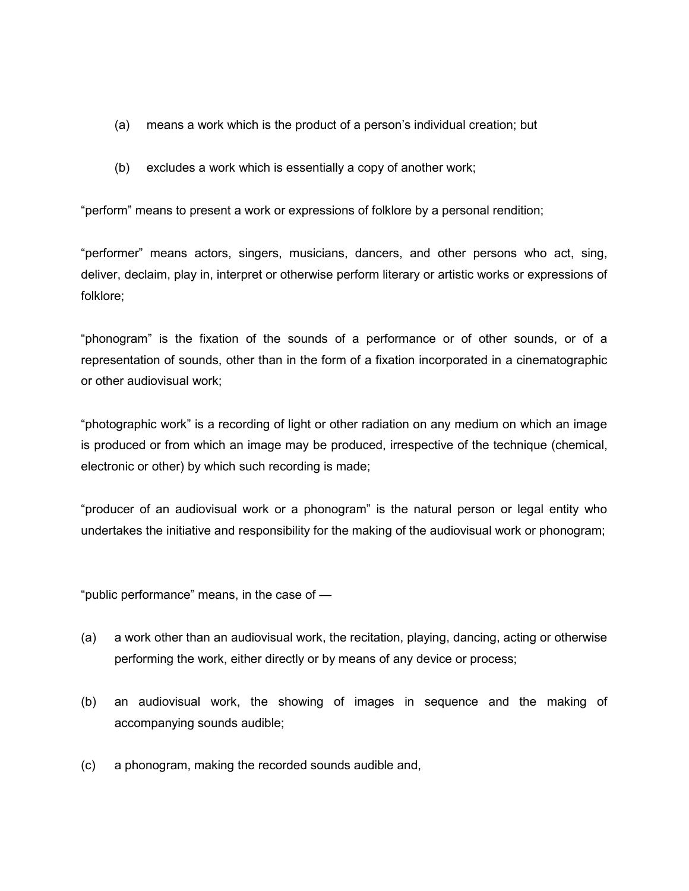(a) means a work which is the product of a person's individual creation; but

(b) excludes a work which is essentially a copy of another work;

"perform" means to present a work or expressions of folklore by a personal rendition;

"performer" means actors, singers, musicians, dancers, and other persons who act, sing, deliver, declaim, play in, interpret or otherwise perform literary or artistic works or expressions of folklore;

"phonogram" is the fixation of the sounds of a performance or of other sounds, or of a representation of sounds, other than in the form of a fixation incorporated in a cinematographic or other audiovisual work;

"photographic work" is a recording of light or other radiation on any medium on which an image is produced or from which an image may be produced, irrespective of the technique (chemical, electronic or other) by which such recording is made;

"producer of an audiovisual work or a phonogram" is the natural person or legal entity who undertakes the initiative and responsibility for the making of the audiovisual work or phonogram;

"public performance" means, in the case of —

(a) a work other than an audiovisual work, the recitation, playing, dancing, acting or otherwise performing the work, either directly or by means of any device or process;

(b) an audiovisual work, the showing of images in sequence and the making of accompanying sounds audible;

(c) a phonogram, making the recorded sounds audible and,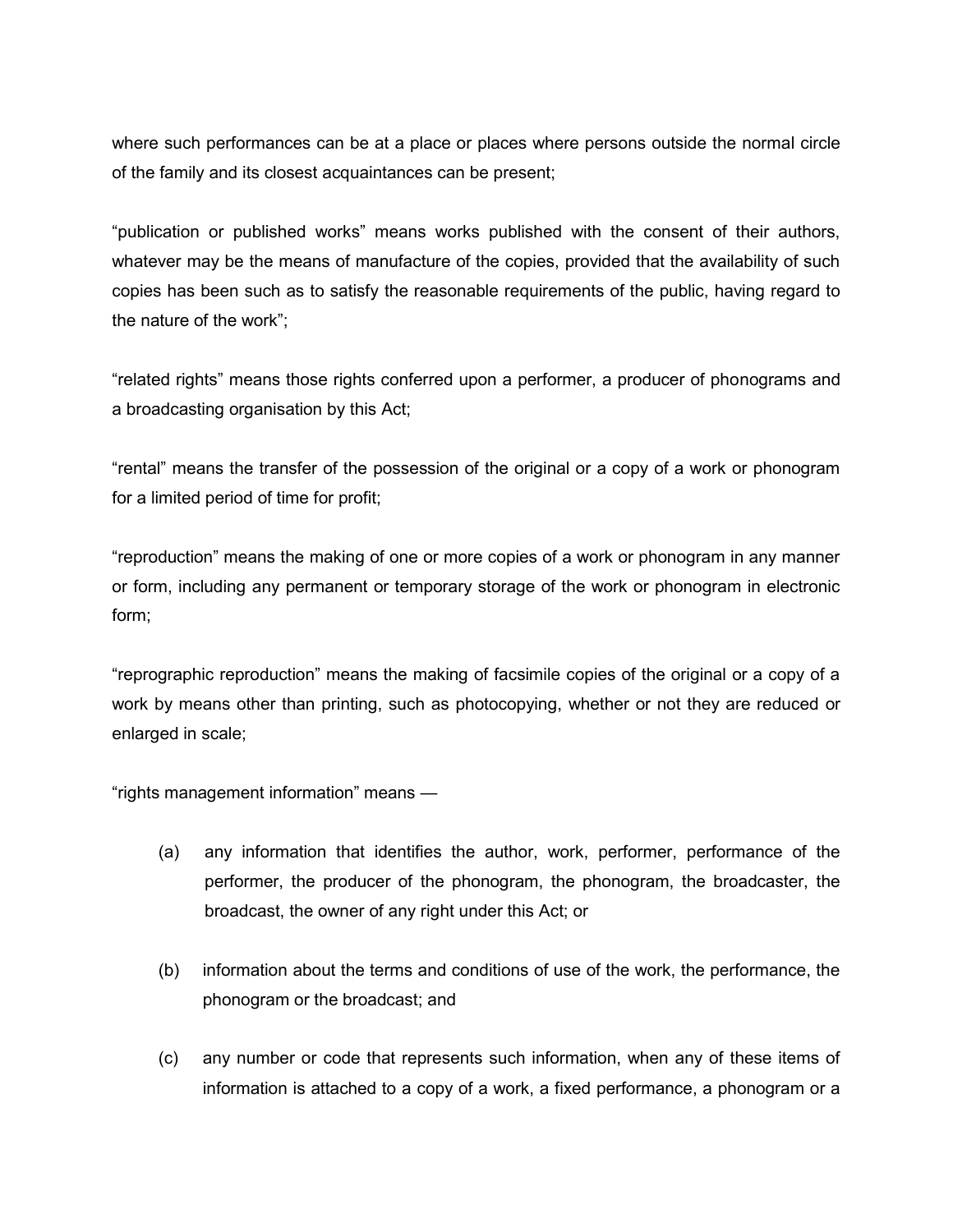where such performances can be at a place or places where persons outside the normal circle of the family and its closest acquaintances can be present;

"publication or published works" means works published with the consent of their authors, whatever may be the means of manufacture of the copies, provided that the availability of such copies has been such as to satisfy the reasonable requirements of the public, having regard to the nature of the work";

"related rights" means those rights conferred upon a performer, a producer of phonograms and a broadcasting organisation by this Act;

"rental" means the transfer of the possession of the original or a copy of a work or phonogram for a limited period of time for profit;

"reproduction" means the making of one or more copies of a work or phonogram in any manner or form, including any permanent or temporary storage of the work or phonogram in electronic form;

"reprographic reproduction" means the making of facsimile copies of the original or a copy of a work by means other than printing, such as photocopying, whether or not they are reduced or enlarged in scale;

"rights management information" means —

(a) any information that identifies the author, work, performer, performance of the performer, the producer of the phonogram, the phonogram, the broadcaster, the broadcast, the owner of any right under this Act; or

(b) information about the terms and conditions of use of the work, the performance, the phonogram or the broadcast; and

(c) any number or code that represents such information, when any of these items of information is attached to a copy of a work, a fixed performance, a phonogram or a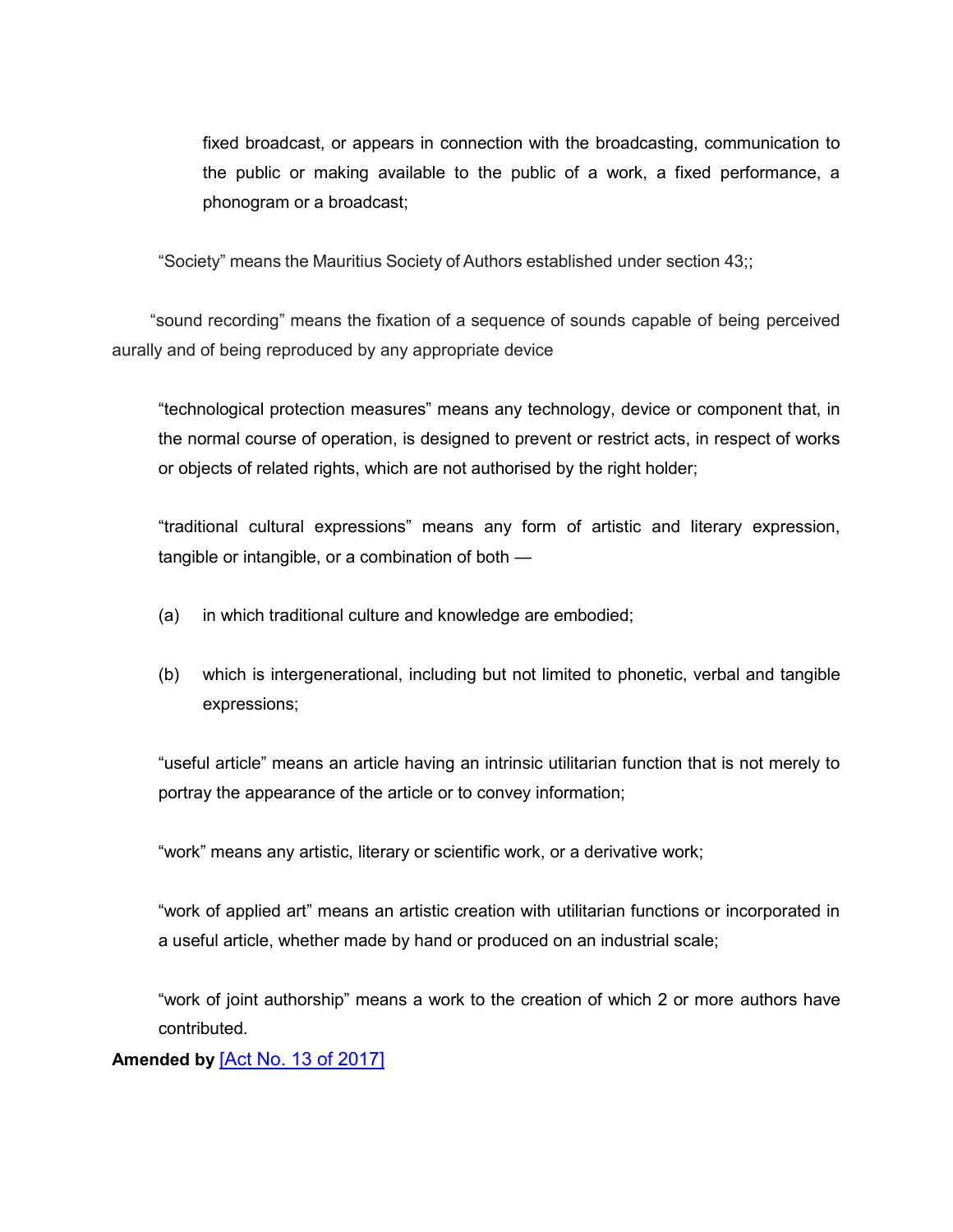fixed broadcast, or appears in connection with the broadcasting, communication to the public or making available to the public of a work, a fixed performance, a phonogram or a broadcast;

"Society" means the Mauritius Society of Authors established under section 43;;

"sound recording" means the fixation of a sequence of sounds capable of being perceived aurally and of being reproduced by any appropriate device

"technological protection measures" means any technology, device or component that, in the normal course of operation, is designed to prevent or restrict acts, in respect of works or objects of related rights, which are not authorised by the right holder;

"traditional cultural expressions" means any form of artistic and literary expression, tangible or intangible, or a combination of both —

(a) in which traditional culture and knowledge are embodied;

(b) which is intergenerational, including but not limited to phonetic, verbal and tangible expressions;

"useful article" means an article having an intrinsic utilitarian function that is not merely to portray the appearance of the article or to convey information;

"work" means any artistic, literary or scientific work, or a derivative work;

"work of applied art" means an artistic creation with utilitarian functions or incorporated in a useful article, whether made by hand or produced on an industrial scale;

"work of joint authorship" means a work to the creation of which 2 or more authors have contributed.

**Amended by** [Act No. 13 of 2017]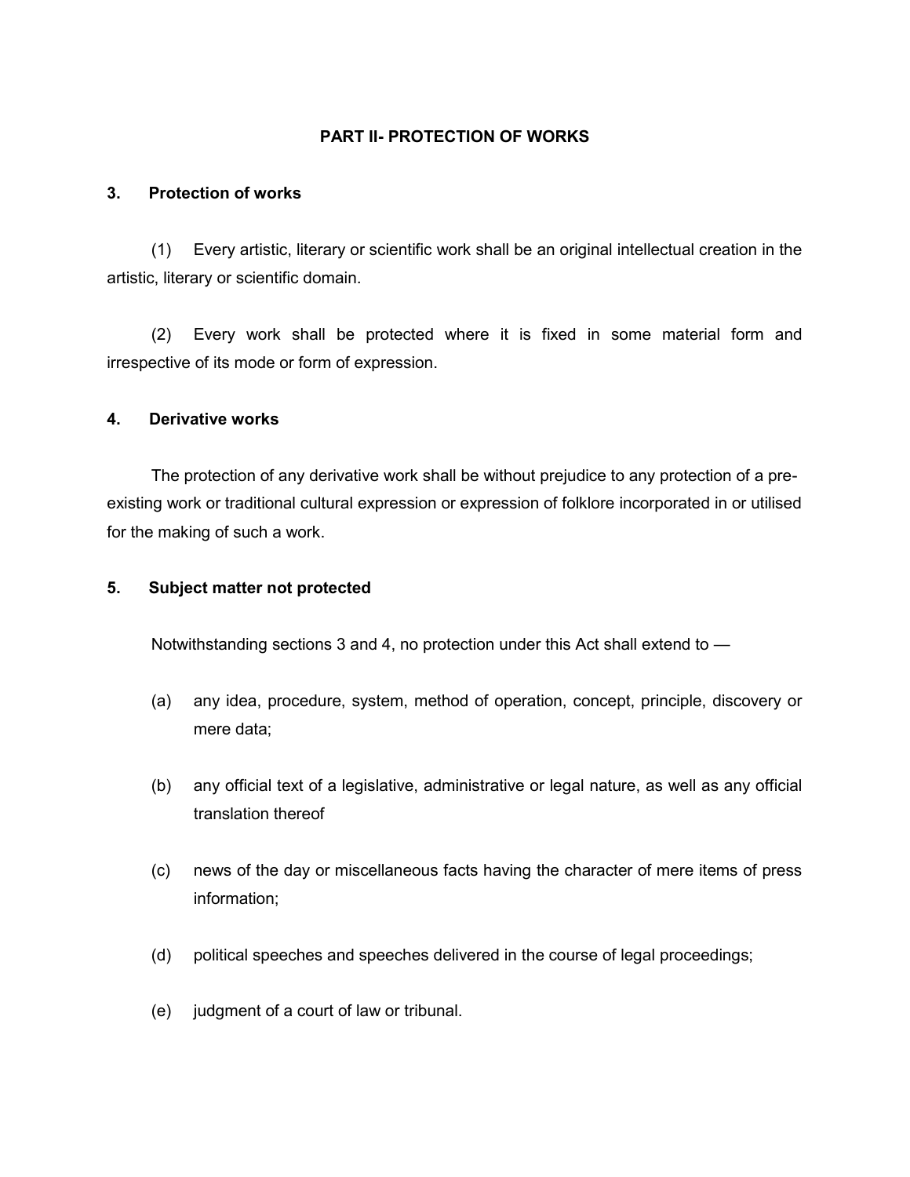## PART II- PROTECTION OF WORKS

### 3. Protection of works

(1) Every artistic, literary or scientific work shall be an original intellectual creation in the artistic, literary or scientific domain.

(2) Every work shall be protected where it is fixed in some material form and irrespective of its mode or form of expression.

### 4. Derivative works

The protection of any derivative work shall be without prejudice to any protection of a pre-existing work or traditional cultural expression or expression of folklore incorporated in or utilised for the making of such a work.

### 5. Subject matter not protected

Notwithstanding sections 3 and 4, no protection under this Act shall extend to —

(a) any idea, procedure, system, method of operation, concept, principle, discovery or mere data;

(b) any official text of a legislative, administrative or legal nature, as well as any official translation thereof

(c) news of the day or miscellaneous facts having the character of mere items of press information;

(d) political speeches and speeches delivered in the course of legal proceedings;

(e) judgment of a court of law or tribunal.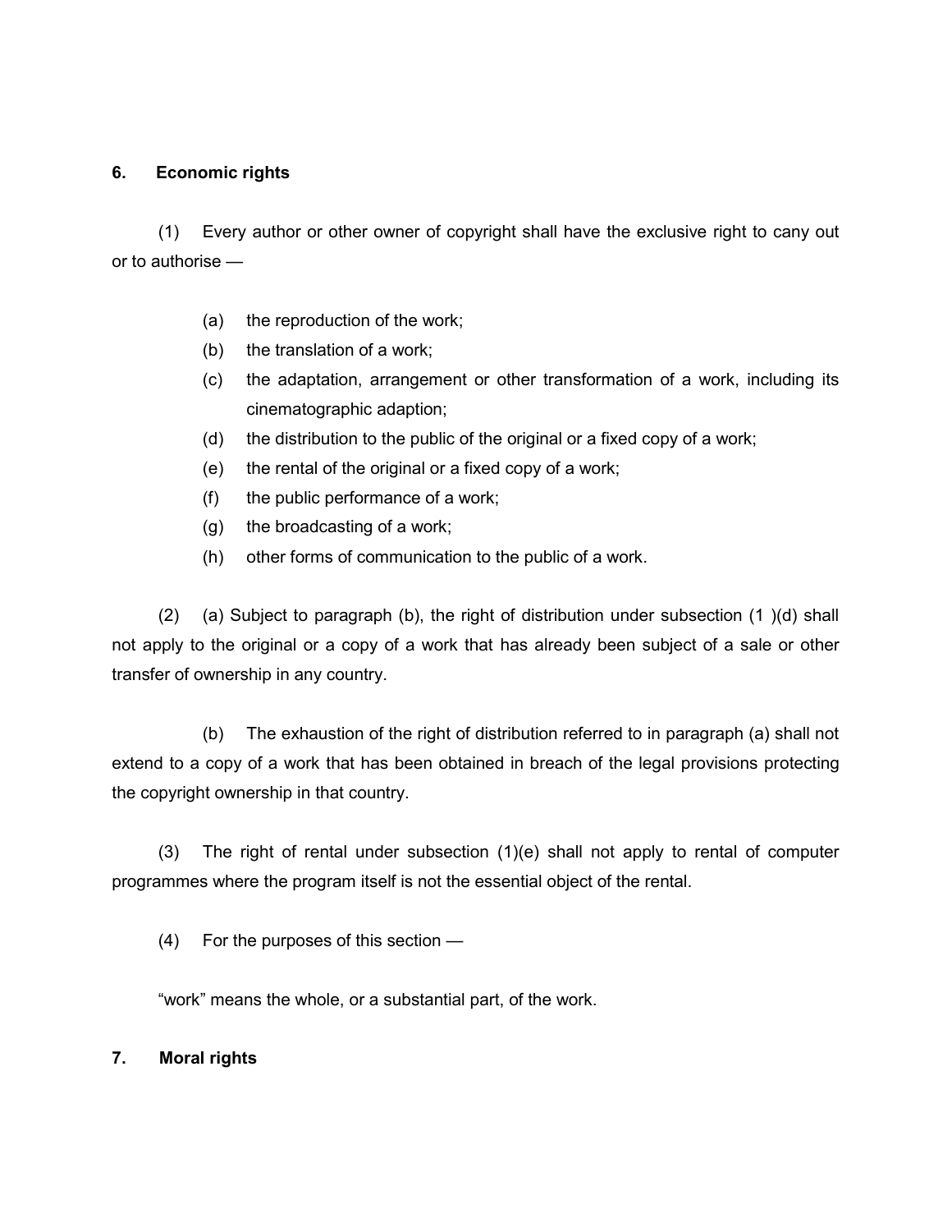**6. Economic rights**

(1) Every author or other owner of copyright shall have the exclusive right to cany out or to authorise —

(a) the reproduction of the work;
(b) the translation of a work;
(c) the adaptation, arrangement or other transformation of a work, including its cinematographic adaption;
(d) the distribution to the public of the original or a fixed copy of a work;
(e) the rental of the original or a fixed copy of a work;
(f) the public performance of a work;
(g) the broadcasting of a work;
(h) other forms of communication to the public of a work.

(2) (a) Subject to paragraph (b), the right of distribution under subsection (1 )(d) shall not apply to the original or a copy of a work that has already been subject of a sale or other transfer of ownership in any country.

(b) The exhaustion of the right of distribution referred to in paragraph (a) shall not extend to a copy of a work that has been obtained in breach of the legal provisions protecting the copyright ownership in that country.

(3) The right of rental under subsection (1)(e) shall not apply to rental of computer programmes where the program itself is not the essential object of the rental.

(4) For the purposes of this section —

"work" means the whole, or a substantial part, of the work.

**7. Moral rights**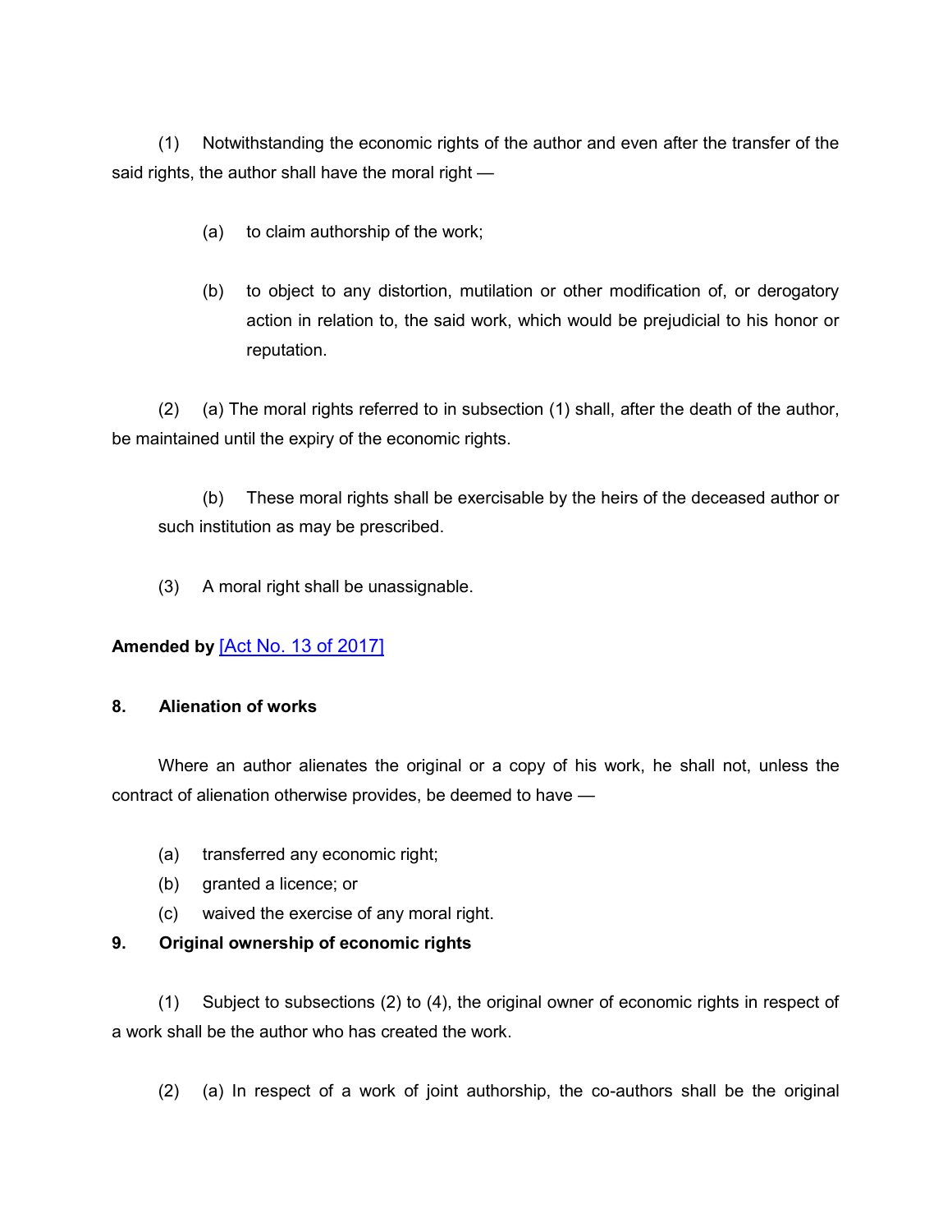(1) Notwithstanding the economic rights of the author and even after the transfer of the said rights, the author shall have the moral right —

(a) to claim authorship of the work;

(b) to object to any distortion, mutilation or other modification of, or derogatory action in relation to, the said work, which would be prejudicial to his honor or reputation.

(2) (a) The moral rights referred to in subsection (1) shall, after the death of the author, be maintained until the expiry of the economic rights.

(b) These moral rights shall be exercisable by the heirs of the deceased author or such institution as may be prescribed.

(3) A moral right shall be unassignable.

**Amended by** [Act No. 13 of 2017]

**8. Alienation of works**

Where an author alienates the original or a copy of his work, he shall not, unless the contract of alienation otherwise provides, be deemed to have —

(a) transferred any economic right;
(b) granted a licence; or
(c) waived the exercise of any moral right.

**9. Original ownership of economic rights**

(1) Subject to subsections (2) to (4), the original owner of economic rights in respect of a work shall be the author who has created the work.

(2) (a) In respect of a work of joint authorship, the co-authors shall be the original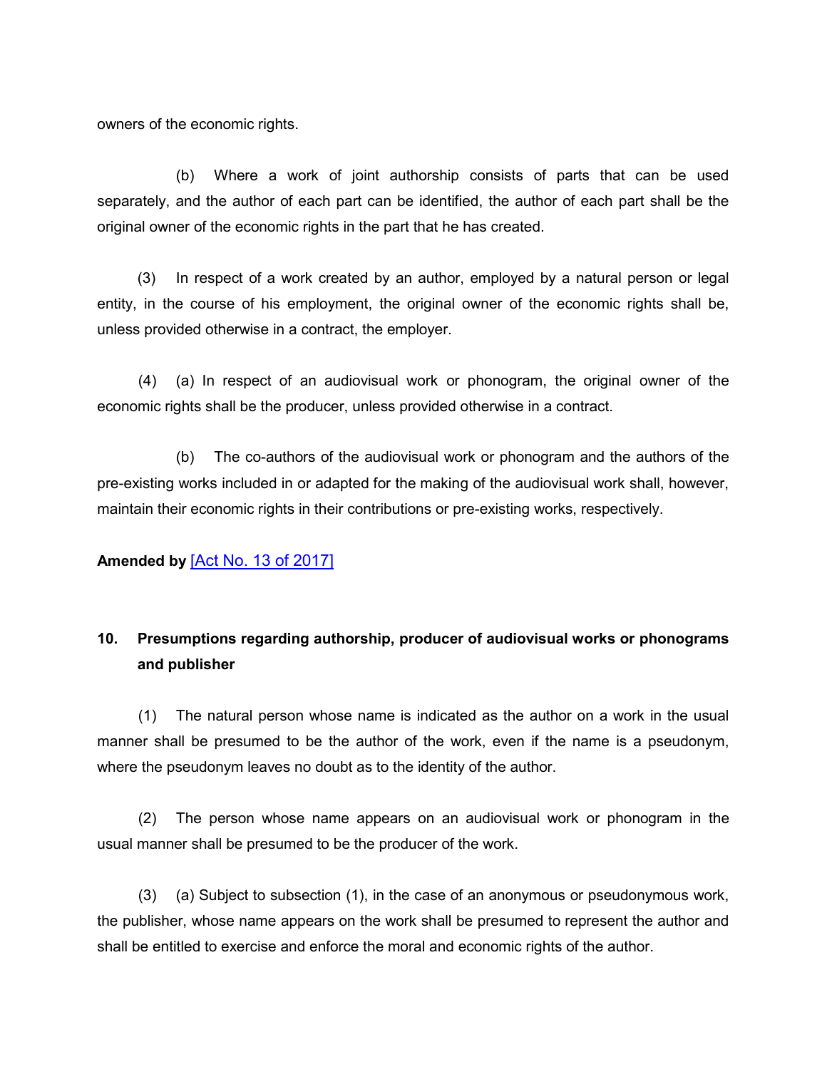owners of the economic rights.

(b) Where a work of joint authorship consists of parts that can be used separately, and the author of each part can be identified, the author of each part shall be the original owner of the economic rights in the part that he has created.

(3) In respect of a work created by an author, employed by a natural person or legal entity, in the course of his employment, the original owner of the economic rights shall be, unless provided otherwise in a contract, the employer.

(4) (a) In respect of an audiovisual work or phonogram, the original owner of the economic rights shall be the producer, unless provided otherwise in a contract.

(b) The co-authors of the audiovisual work or phonogram and the authors of the pre-existing works included in or adapted for the making of the audiovisual work shall, however, maintain their economic rights in their contributions or pre-existing works, respectively.

**Amended by** [Act No. 13 of 2017]

### 10. Presumptions regarding authorship, producer of audiovisual works or phonograms and publisher

(1) The natural person whose name is indicated as the author on a work in the usual manner shall be presumed to be the author of the work, even if the name is a pseudonym, where the pseudonym leaves no doubt as to the identity of the author.

(2) The person whose name appears on an audiovisual work or phonogram in the usual manner shall be presumed to be the producer of the work.

(3) (a) Subject to subsection (1), in the case of an anonymous or pseudonymous work, the publisher, whose name appears on the work shall be presumed to represent the author and shall be entitled to exercise and enforce the moral and economic rights of the author.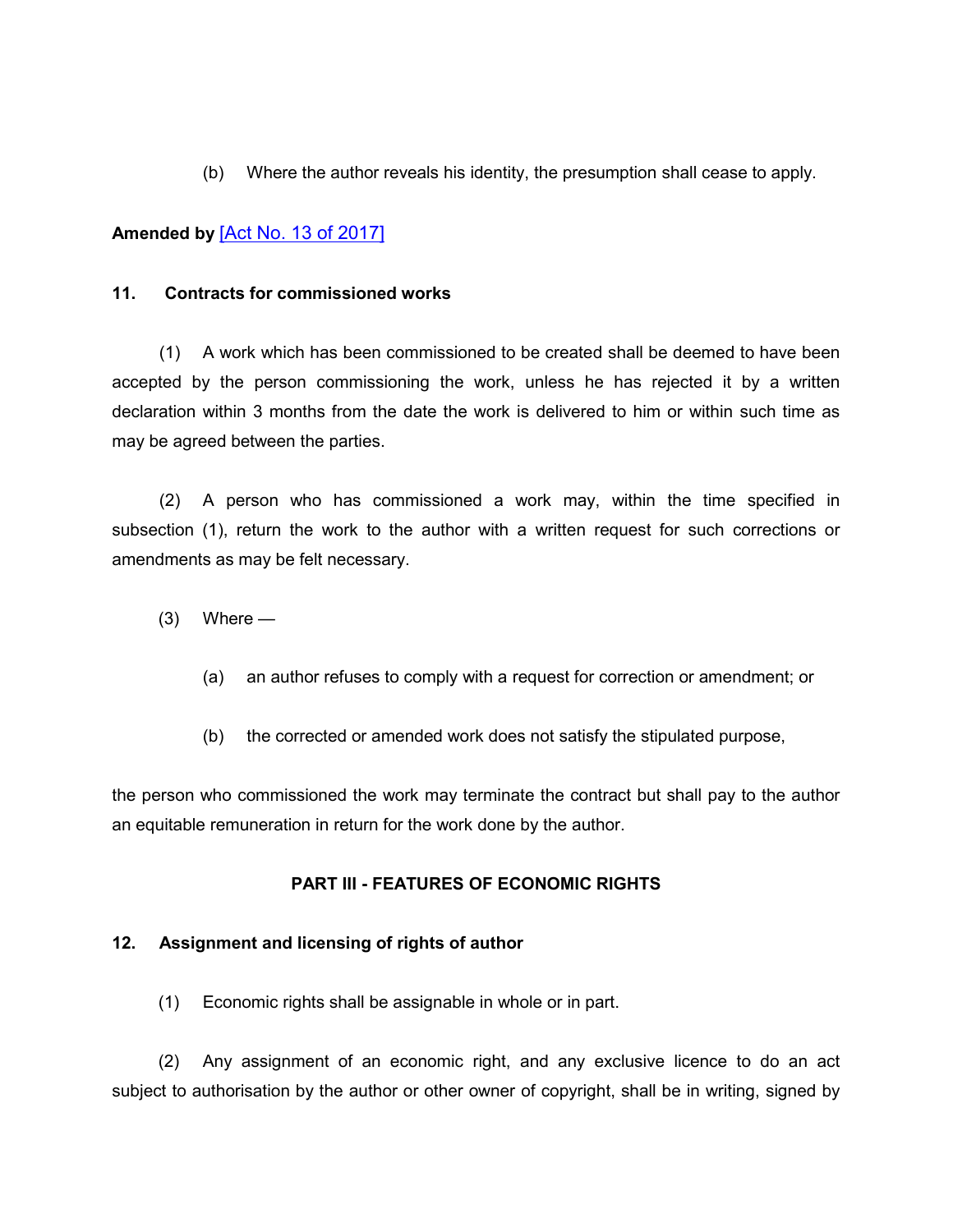(b) Where the author reveals his identity, the presumption shall cease to apply.

**Amended by** [Act No. 13 of 2017]

**11. Contracts for commissioned works**

(1) A work which has been commissioned to be created shall be deemed to have been accepted by the person commissioning the work, unless he has rejected it by a written declaration within 3 months from the date the work is delivered to him or within such time as may be agreed between the parties.

(2) A person who has commissioned a work may, within the time specified in subsection (1), return the work to the author with a written request for such corrections or amendments as may be felt necessary.

(3) Where —

(a) an author refuses to comply with a request for correction or amendment; or

(b) the corrected or amended work does not satisfy the stipulated purpose,

the person who commissioned the work may terminate the contract but shall pay to the author an equitable remuneration in return for the work done by the author.

## PART III - FEATURES OF ECONOMIC RIGHTS

**12. Assignment and licensing of rights of author**

(1) Economic rights shall be assignable in whole or in part.

(2) Any assignment of an economic right, and any exclusive licence to do an act subject to authorisation by the author or other owner of copyright, shall be in writing, signed by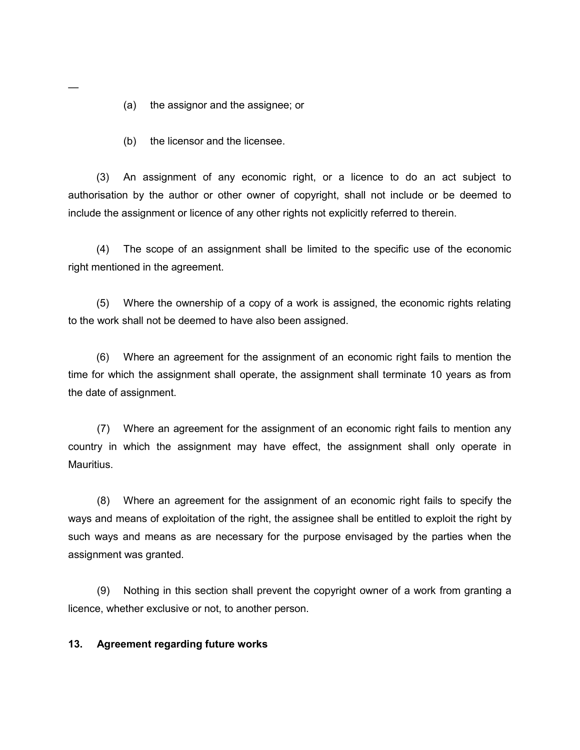—

(a) the assignor and the assignee; or

(b) the licensor and the licensee.

(3) An assignment of any economic right, or a licence to do an act subject to authorisation by the author or other owner of copyright, shall not include or be deemed to include the assignment or licence of any other rights not explicitly referred to therein.

(4) The scope of an assignment shall be limited to the specific use of the economic right mentioned in the agreement.

(5) Where the ownership of a copy of a work is assigned, the economic rights relating to the work shall not be deemed to have also been assigned.

(6) Where an agreement for the assignment of an economic right fails to mention the time for which the assignment shall operate, the assignment shall terminate 10 years as from the date of assignment.

(7) Where an agreement for the assignment of an economic right fails to mention any country in which the assignment may have effect, the assignment shall only operate in Mauritius.

(8) Where an agreement for the assignment of an economic right fails to specify the ways and means of exploitation of the right, the assignee shall be entitled to exploit the right by such ways and means as are necessary for the purpose envisaged by the parties when the assignment was granted.

(9) Nothing in this section shall prevent the copyright owner of a work from granting a licence, whether exclusive or not, to another person.

**13. Agreement regarding future works**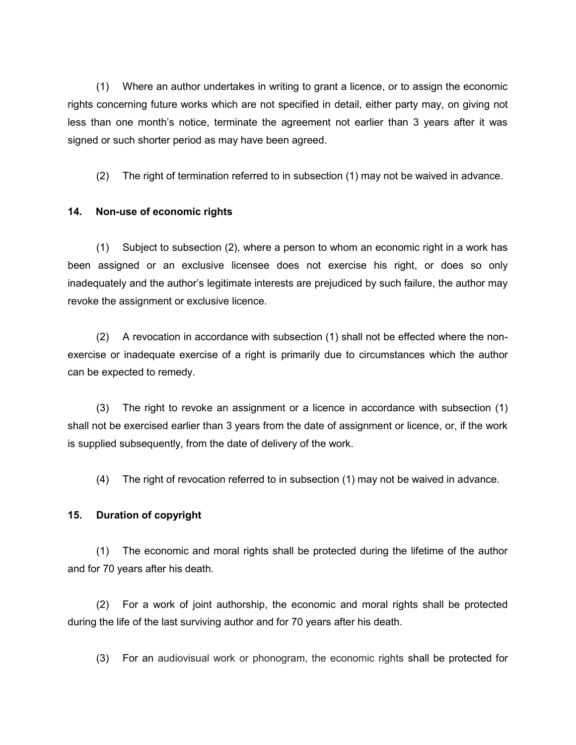(1) Where an author undertakes in writing to grant a licence, or to assign the economic rights concerning future works which are not specified in detail, either party may, on giving not less than one month's notice, terminate the agreement not earlier than 3 years after it was signed or such shorter period as may have been agreed.

(2) The right of termination referred to in subsection (1) may not be waived in advance.

**14. Non-use of economic rights**

(1) Subject to subsection (2), where a person to whom an economic right in a work has been assigned or an exclusive licensee does not exercise his right, or does so only inadequately and the author's legitimate interests are prejudiced by such failure, the author may revoke the assignment or exclusive licence.

(2) A revocation in accordance with subsection (1) shall not be effected where the non-exercise or inadequate exercise of a right is primarily due to circumstances which the author can be expected to remedy.

(3) The right to revoke an assignment or a licence in accordance with subsection (1) shall not be exercised earlier than 3 years from the date of assignment or licence, or, if the work is supplied subsequently, from the date of delivery of the work.

(4) The right of revocation referred to in subsection (1) may not be waived in advance.

**15. Duration of copyright**

(1) The economic and moral rights shall be protected during the lifetime of the author and for 70 years after his death.

(2) For a work of joint authorship, the economic and moral rights shall be protected during the life of the last surviving author and for 70 years after his death.

(3) For an audiovisual work or phonogram, the economic rights shall be protected for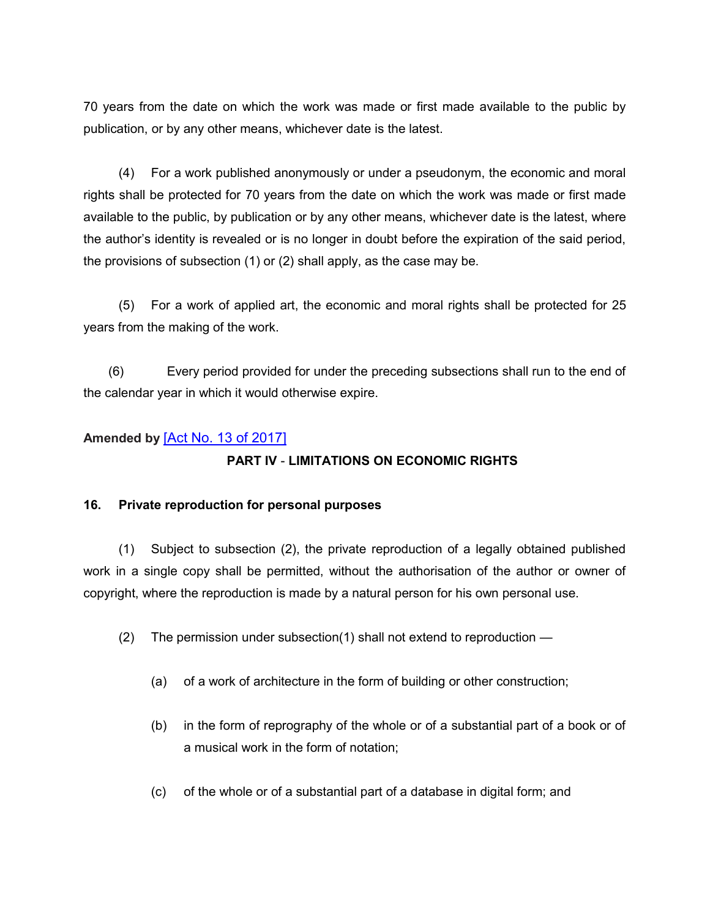70 years from the date on which the work was made or first made available to the public by publication, or by any other means, whichever date is the latest.

(4) For a work published anonymously or under a pseudonym, the economic and moral rights shall be protected for 70 years from the date on which the work was made or first made available to the public, by publication or by any other means, whichever date is the latest, where the author's identity is revealed or is no longer in doubt before the expiration of the said period, the provisions of subsection (1) or (2) shall apply, as the case may be.

(5) For a work of applied art, the economic and moral rights shall be protected for 25 years from the making of the work.

(6) Every period provided for under the preceding subsections shall run to the end of the calendar year in which it would otherwise expire.

**Amended by** [Act No. 13 of 2017]

## PART IV - LIMITATIONS ON ECONOMIC RIGHTS

### 16. Private reproduction for personal purposes

(1) Subject to subsection (2), the private reproduction of a legally obtained published work in a single copy shall be permitted, without the authorisation of the author or owner of copyright, where the reproduction is made by a natural person for his own personal use.

(2) The permission under subsection(1) shall not extend to reproduction —

(a) of a work of architecture in the form of building or other construction;

(b) in the form of reprography of the whole or of a substantial part of a book or of a musical work in the form of notation;

(c) of the whole or of a substantial part of a database in digital form; and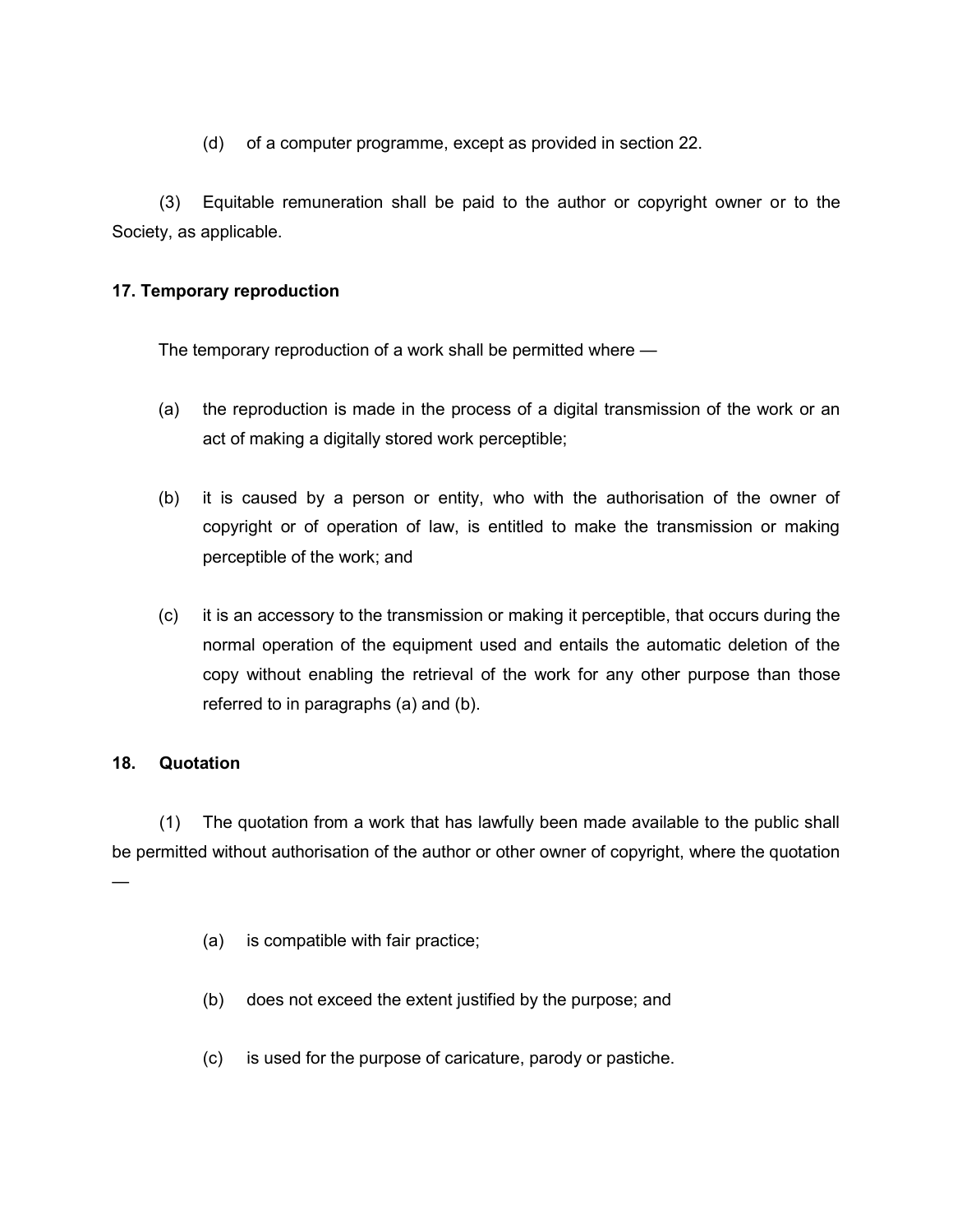(d) of a computer programme, except as provided in section 22.

(3) Equitable remuneration shall be paid to the author or copyright owner or to the Society, as applicable.

**17. Temporary reproduction**

The temporary reproduction of a work shall be permitted where —

(a) the reproduction is made in the process of a digital transmission of the work or an act of making a digitally stored work perceptible;

(b) it is caused by a person or entity, who with the authorisation of the owner of copyright or of operation of law, is entitled to make the transmission or making perceptible of the work; and

(c) it is an accessory to the transmission or making it perceptible, that occurs during the normal operation of the equipment used and entails the automatic deletion of the copy without enabling the retrieval of the work for any other purpose than those referred to in paragraphs (a) and (b).

**18. Quotation**

(1) The quotation from a work that has lawfully been made available to the public shall be permitted without authorisation of the author or other owner of copyright, where the quotation —

(a) is compatible with fair practice;

(b) does not exceed the extent justified by the purpose; and

(c) is used for the purpose of caricature, parody or pastiche.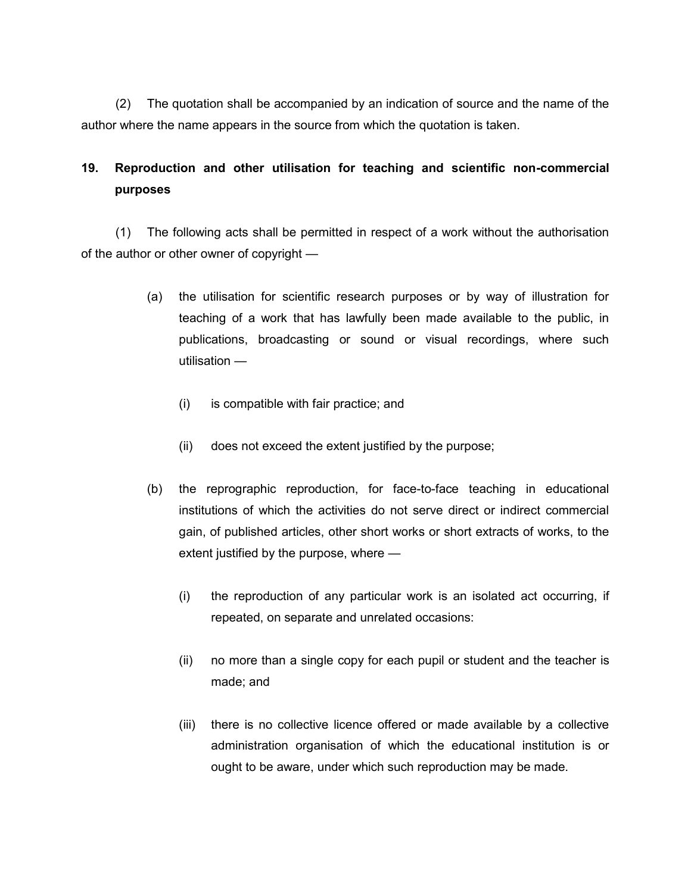(2) The quotation shall be accompanied by an indication of source and the name of the author where the name appears in the source from which the quotation is taken.

**19. Reproduction and other utilisation for teaching and scientific non-commercial purposes**

(1) The following acts shall be permitted in respect of a work without the authorisation of the author or other owner of copyright —

(a) the utilisation for scientific research purposes or by way of illustration for teaching of a work that has lawfully been made available to the public, in publications, broadcasting or sound or visual recordings, where such utilisation —

(i) is compatible with fair practice; and

(ii) does not exceed the extent justified by the purpose;

(b) the reprographic reproduction, for face-to-face teaching in educational institutions of which the activities do not serve direct or indirect commercial gain, of published articles, other short works or short extracts of works, to the extent justified by the purpose, where —

(i) the reproduction of any particular work is an isolated act occurring, if repeated, on separate and unrelated occasions:

(ii) no more than a single copy for each pupil or student and the teacher is made; and

(iii) there is no collective licence offered or made available by a collective administration organisation of which the educational institution is or ought to be aware, under which such reproduction may be made.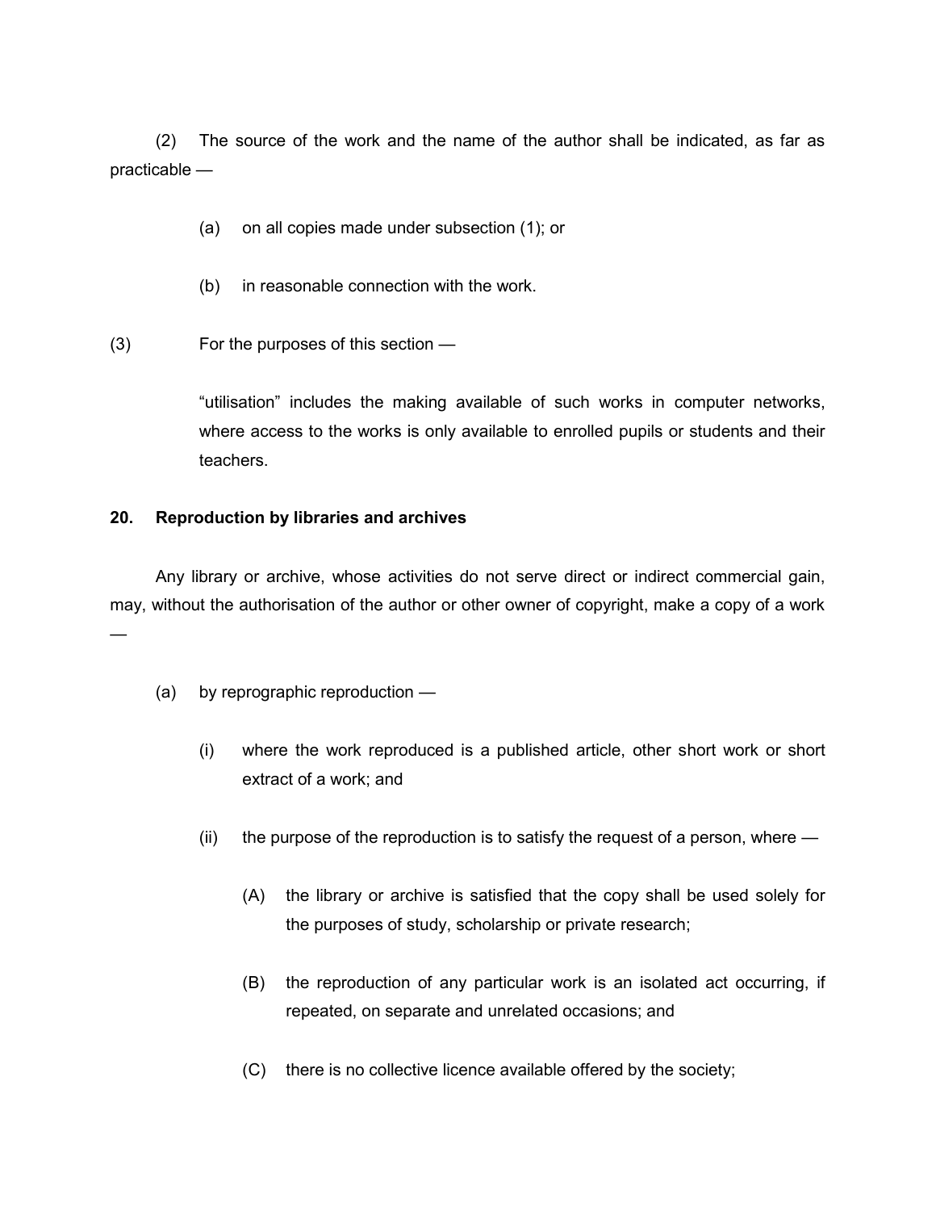(2) The source of the work and the name of the author shall be indicated, as far as practicable —

(a) on all copies made under subsection (1); or

(b) in reasonable connection with the work.

(3) For the purposes of this section —

“utilisation” includes the making available of such works in computer networks, where access to the works is only available to enrolled pupils or students and their teachers.

**20. Reproduction by libraries and archives**

Any library or archive, whose activities do not serve direct or indirect commercial gain, may, without the authorisation of the author or other owner of copyright, make a copy of a work —

(a) by reprographic reproduction —

(i) where the work reproduced is a published article, other short work or short extract of a work; and

(ii) the purpose of the reproduction is to satisfy the request of a person, where —

(A) the library or archive is satisfied that the copy shall be used solely for the purposes of study, scholarship or private research;

(B) the reproduction of any particular work is an isolated act occurring, if repeated, on separate and unrelated occasions; and

(C) there is no collective licence available offered by the society;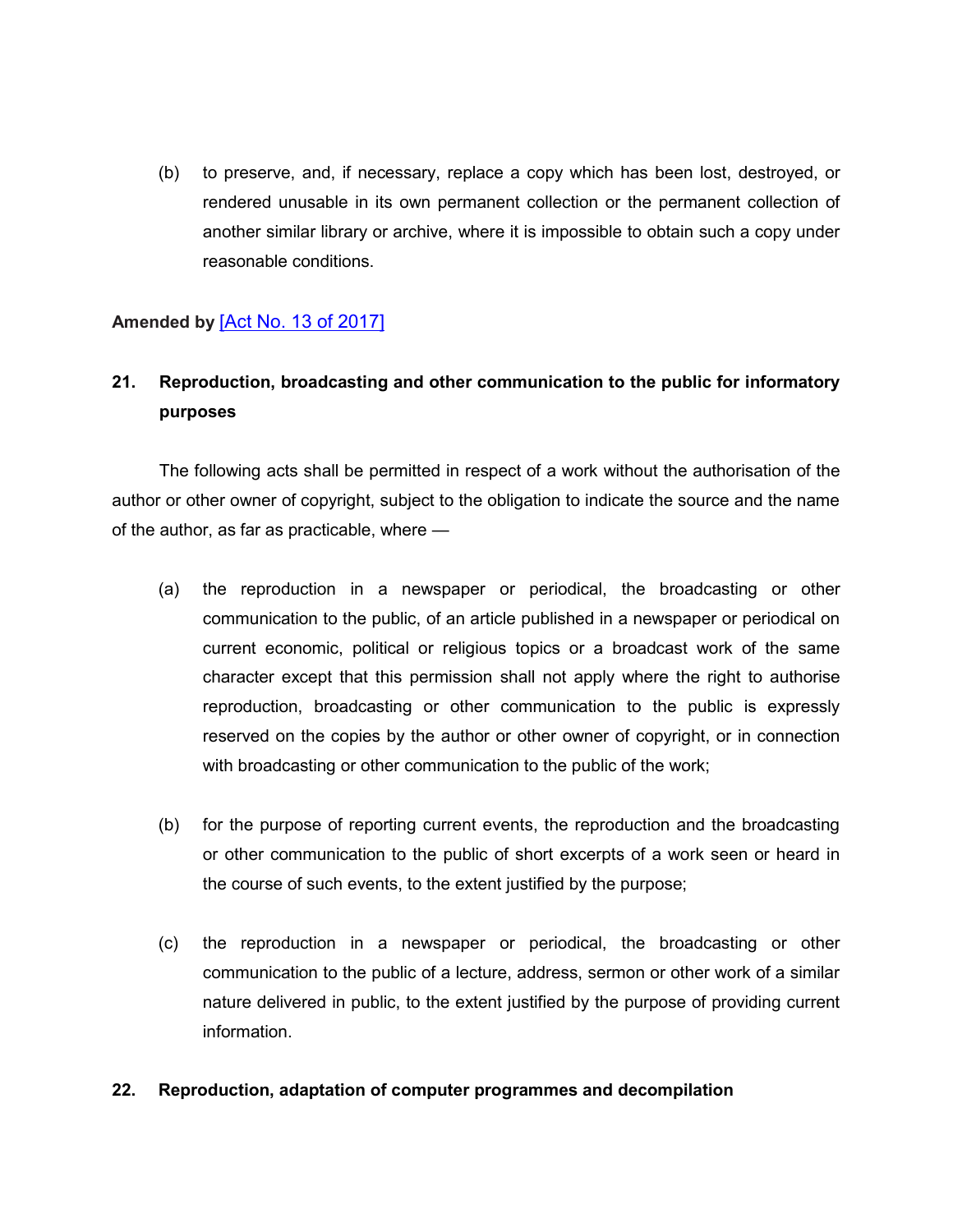(b) to preserve, and, if necessary, replace a copy which has been lost, destroyed, or rendered unusable in its own permanent collection or the permanent collection of another similar library or archive, where it is impossible to obtain such a copy under reasonable conditions.

**Amended by** [Act No. 13 of 2017]

### 21. Reproduction, broadcasting and other communication to the public for informatory purposes

The following acts shall be permitted in respect of a work without the authorisation of the author or other owner of copyright, subject to the obligation to indicate the source and the name of the author, as far as practicable, where —

(a) the reproduction in a newspaper or periodical, the broadcasting or other communication to the public, of an article published in a newspaper or periodical on current economic, political or religious topics or a broadcast work of the same character except that this permission shall not apply where the right to authorise reproduction, broadcasting or other communication to the public is expressly reserved on the copies by the author or other owner of copyright, or in connection with broadcasting or other communication to the public of the work;

(b) for the purpose of reporting current events, the reproduction and the broadcasting or other communication to the public of short excerpts of a work seen or heard in the course of such events, to the extent justified by the purpose;

(c) the reproduction in a newspaper or periodical, the broadcasting or other communication to the public of a lecture, address, sermon or other work of a similar nature delivered in public, to the extent justified by the purpose of providing current information.

### 22. Reproduction, adaptation of computer programmes and decompilation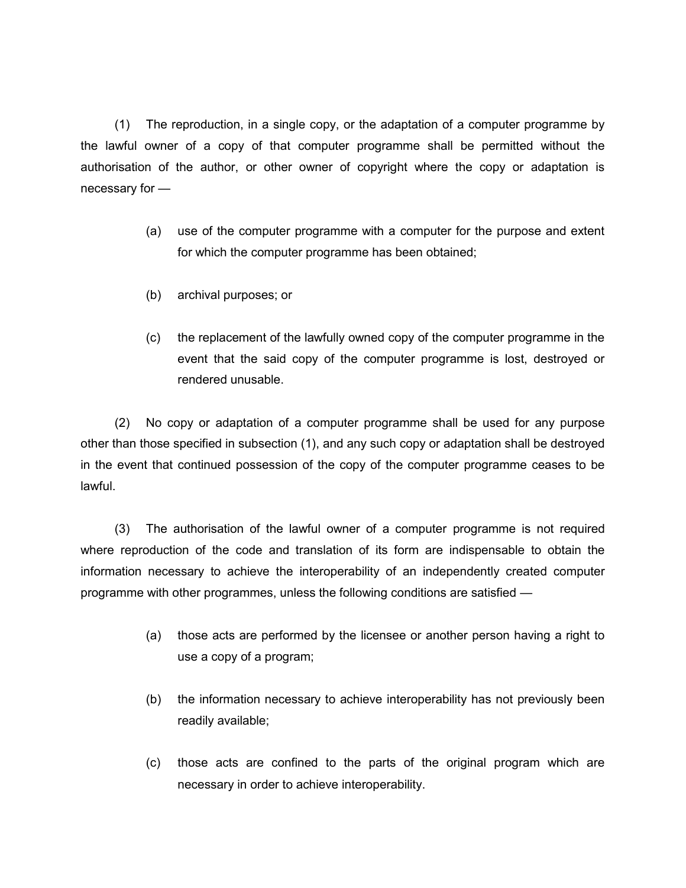(1) The reproduction, in a single copy, or the adaptation of a computer programme by the lawful owner of a copy of that computer programme shall be permitted without the authorisation of the author, or other owner of copyright where the copy or adaptation is necessary for —

(a) use of the computer programme with a computer for the purpose and extent for which the computer programme has been obtained;

(b) archival purposes; or

(c) the replacement of the lawfully owned copy of the computer programme in the event that the said copy of the computer programme is lost, destroyed or rendered unusable.

(2) No copy or adaptation of a computer programme shall be used for any purpose other than those specified in subsection (1), and any such copy or adaptation shall be destroyed in the event that continued possession of the copy of the computer programme ceases to be lawful.

(3) The authorisation of the lawful owner of a computer programme is not required where reproduction of the code and translation of its form are indispensable to obtain the information necessary to achieve the interoperability of an independently created computer programme with other programmes, unless the following conditions are satisfied —

(a) those acts are performed by the licensee or another person having a right to use a copy of a program;

(b) the information necessary to achieve interoperability has not previously been readily available;

(c) those acts are confined to the parts of the original program which are necessary in order to achieve interoperability.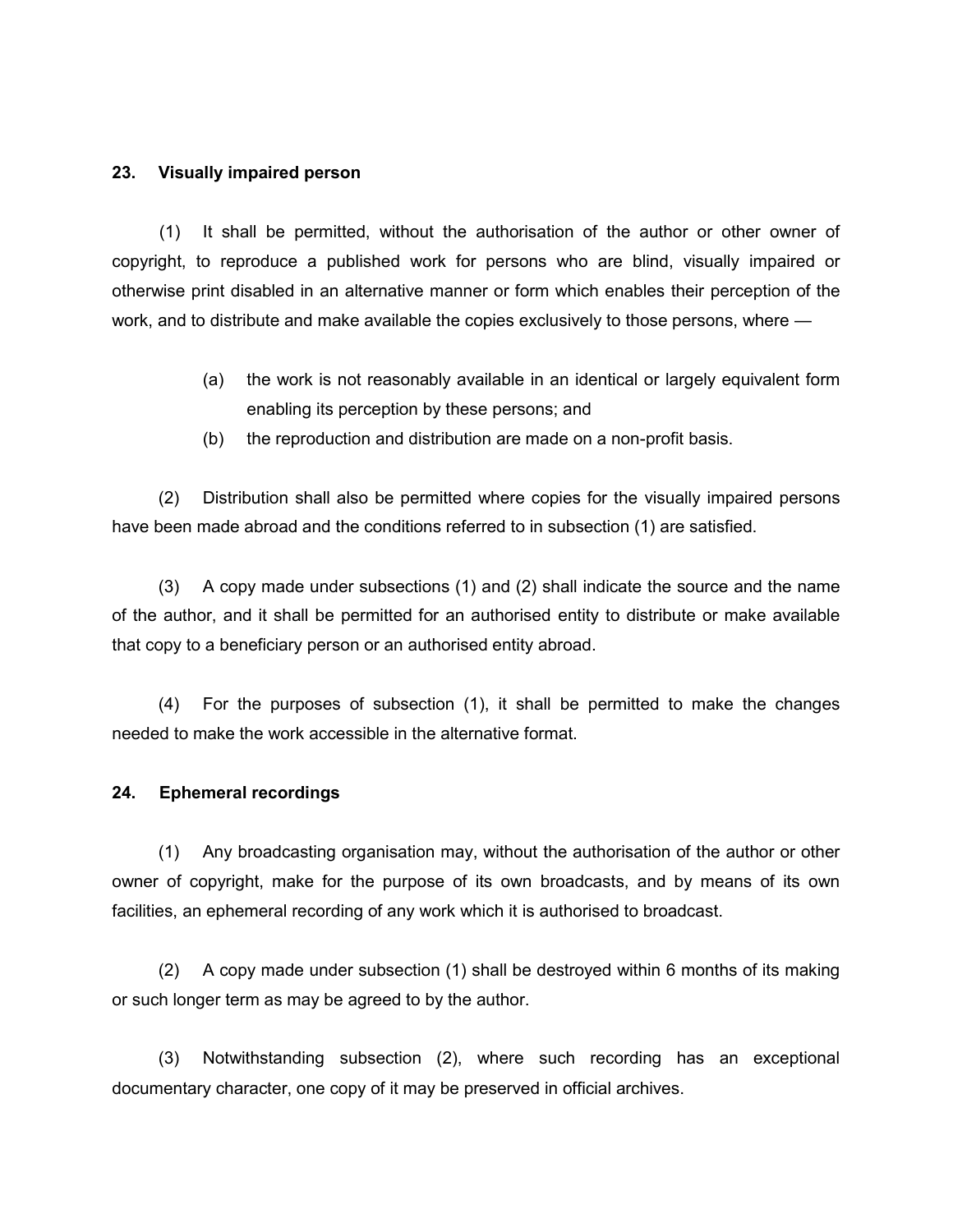### 23. Visually impaired person

(1) It shall be permitted, without the authorisation of the author or other owner of copyright, to reproduce a published work for persons who are blind, visually impaired or otherwise print disabled in an alternative manner or form which enables their perception of the work, and to distribute and make available the copies exclusively to those persons, where —

(a) the work is not reasonably available in an identical or largely equivalent form enabling its perception by these persons; and

(b) the reproduction and distribution are made on a non-profit basis.

(2) Distribution shall also be permitted where copies for the visually impaired persons have been made abroad and the conditions referred to in subsection (1) are satisfied.

(3) A copy made under subsections (1) and (2) shall indicate the source and the name of the author, and it shall be permitted for an authorised entity to distribute or make available that copy to a beneficiary person or an authorised entity abroad.

(4) For the purposes of subsection (1), it shall be permitted to make the changes needed to make the work accessible in the alternative format.

### 24. Ephemeral recordings

(1) Any broadcasting organisation may, without the authorisation of the author or other owner of copyright, make for the purpose of its own broadcasts, and by means of its own facilities, an ephemeral recording of any work which it is authorised to broadcast.

(2) A copy made under subsection (1) shall be destroyed within 6 months of its making or such longer term as may be agreed to by the author.

(3) Notwithstanding subsection (2), where such recording has an exceptional documentary character, one copy of it may be preserved in official archives.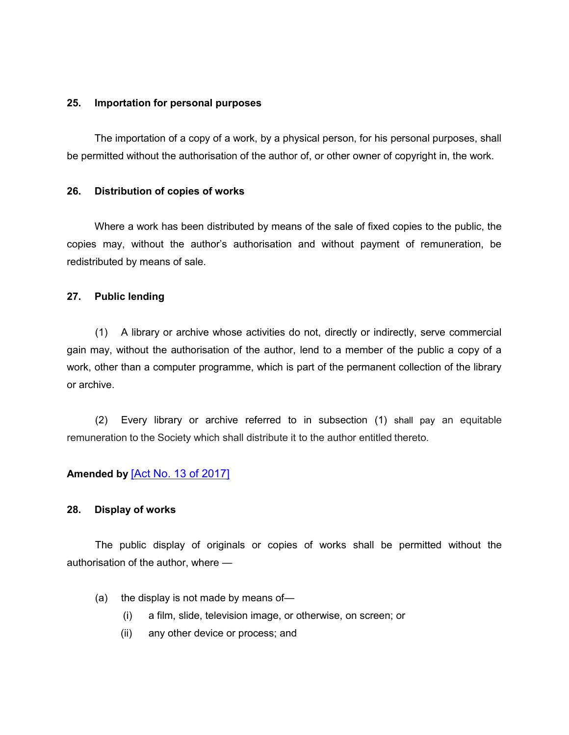**25. Importation for personal purposes**

The importation of a copy of a work, by a physical person, for his personal purposes, shall be permitted without the authorisation of the author of, or other owner of copyright in, the work.

**26. Distribution of copies of works**

Where a work has been distributed by means of the sale of fixed copies to the public, the copies may, without the author's authorisation and without payment of remuneration, be redistributed by means of sale.

**27. Public lending**

(1) A library or archive whose activities do not, directly or indirectly, serve commercial gain may, without the authorisation of the author, lend to a member of the public a copy of a work, other than a computer programme, which is part of the permanent collection of the library or archive.

(2) Every library or archive referred to in subsection (1) shall pay an equitable remuneration to the Society which shall distribute it to the author entitled thereto.

**Amended by** [Act No. 13 of 2017]

**28. Display of works**

The public display of originals or copies of works shall be permitted without the authorisation of the author, where —

(a) the display is not made by means of—

(i) a film, slide, television image, or otherwise, on screen; or

(ii) any other device or process; and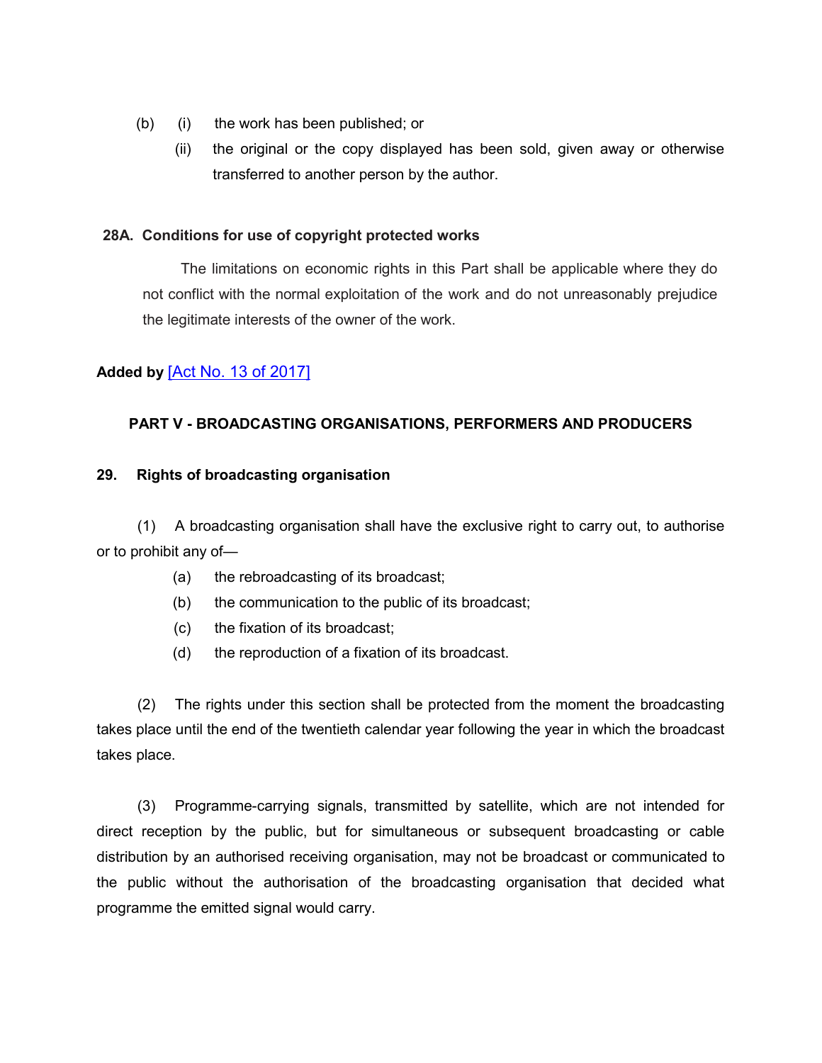(b) (i) the work has been published; or

(ii) the original or the copy displayed has been sold, given away or otherwise transferred to another person by the author.

**28A. Conditions for use of copyright protected works**

The limitations on economic rights in this Part shall be applicable where they do not conflict with the normal exploitation of the work and do not unreasonably prejudice the legitimate interests of the owner of the work.

**Added by** [Act No. 13 of 2017]

## PART V - BROADCASTING ORGANISATIONS, PERFORMERS AND PRODUCERS

**29. Rights of broadcasting organisation**

(1) A broadcasting organisation shall have the exclusive right to carry out, to authorise or to prohibit any of—

(a) the rebroadcasting of its broadcast;

(b) the communication to the public of its broadcast;

(c) the fixation of its broadcast;

(d) the reproduction of a fixation of its broadcast.

(2) The rights under this section shall be protected from the moment the broadcasting takes place until the end of the twentieth calendar year following the year in which the broadcast takes place.

(3) Programme-carrying signals, transmitted by satellite, which are not intended for direct reception by the public, but for simultaneous or subsequent broadcasting or cable distribution by an authorised receiving organisation, may not be broadcast or communicated to the public without the authorisation of the broadcasting organisation that decided what programme the emitted signal would carry.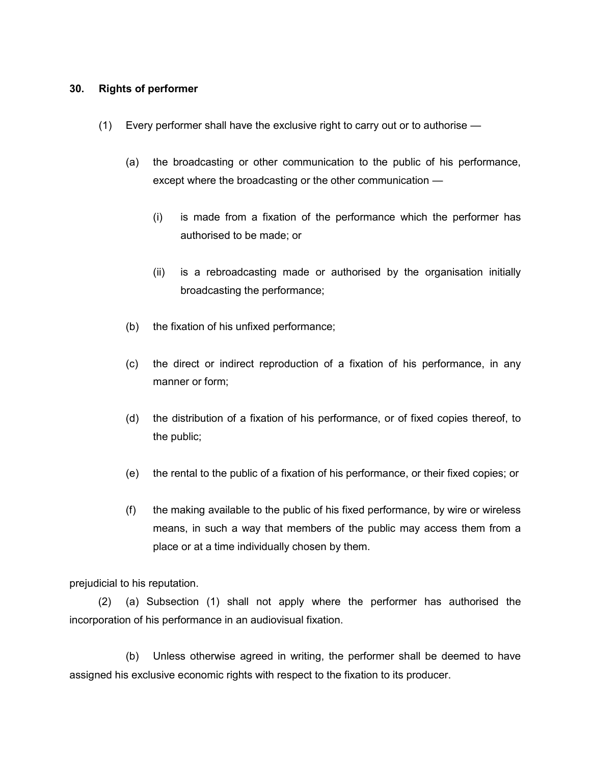**30. Rights of performer**

(1) Every performer shall have the exclusive right to carry out or to authorise —

(a) the broadcasting or other communication to the public of his performance, except where the broadcasting or the other communication —

(i) is made from a fixation of the performance which the performer has authorised to be made; or

(ii) is a rebroadcasting made or authorised by the organisation initially broadcasting the performance;

(b) the fixation of his unfixed performance;

(c) the direct or indirect reproduction of a fixation of his performance, in any manner or form;

(d) the distribution of a fixation of his performance, or of fixed copies thereof, to the public;

(e) the rental to the public of a fixation of his performance, or their fixed copies; or

(f) the making available to the public of his fixed performance, by wire or wireless means, in such a way that members of the public may access them from a place or at a time individually chosen by them.

prejudicial to his reputation.

(2) (a) Subsection (1) shall not apply where the performer has authorised the incorporation of his performance in an audiovisual fixation.

(b) Unless otherwise agreed in writing, the performer shall be deemed to have assigned his exclusive economic rights with respect to the fixation to its producer.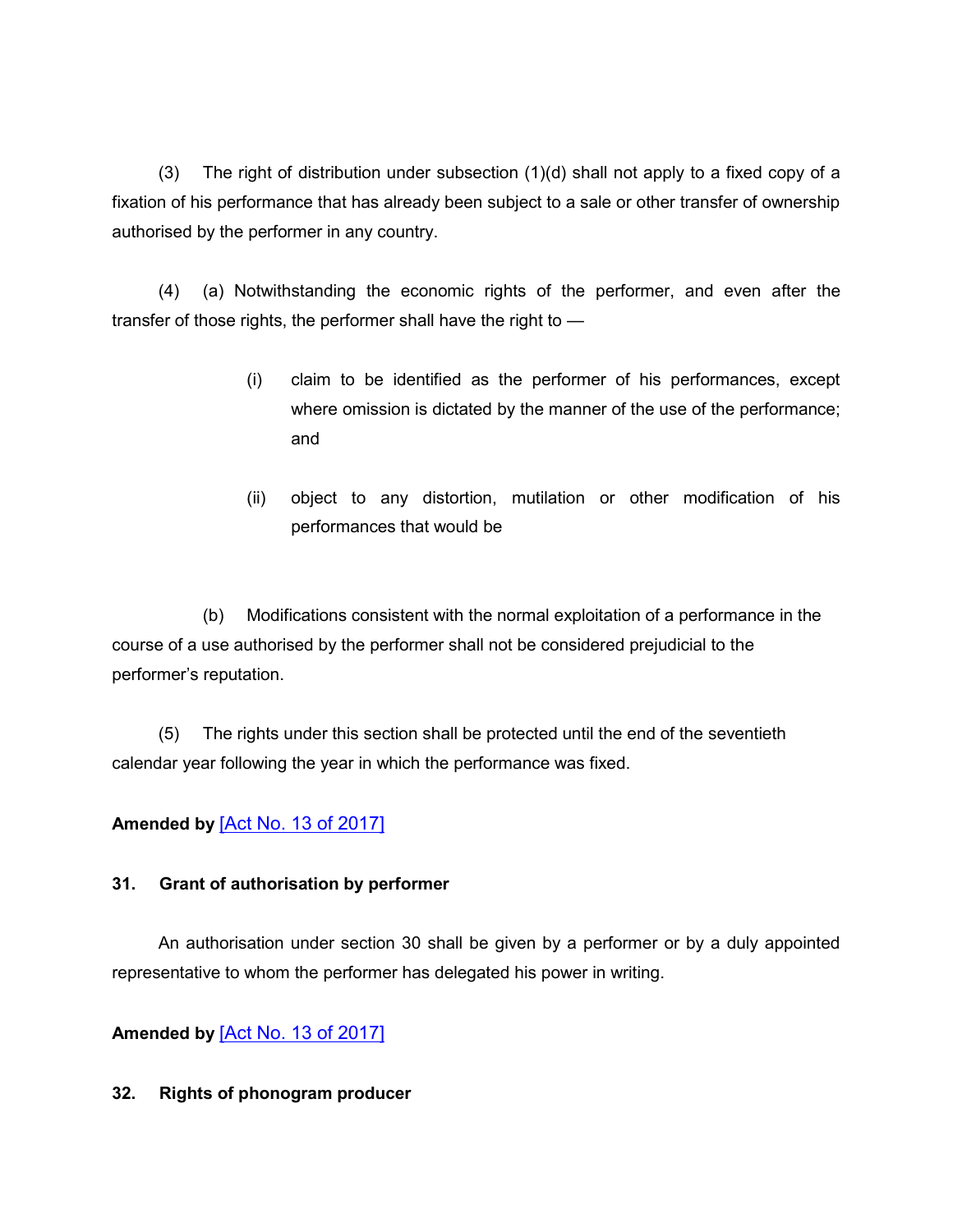(3) The right of distribution under subsection (1)(d) shall not apply to a fixed copy of a fixation of his performance that has already been subject to a sale or other transfer of ownership authorised by the performer in any country.

(4) (a) Notwithstanding the economic rights of the performer, and even after the transfer of those rights, the performer shall have the right to —

(i) claim to be identified as the performer of his performances, except where omission is dictated by the manner of the use of the performance; and

(ii) object to any distortion, mutilation or other modification of his performances that would be

(b) Modifications consistent with the normal exploitation of a performance in the course of a use authorised by the performer shall not be considered prejudicial to the performer's reputation.

(5) The rights under this section shall be protected until the end of the seventieth calendar year following the year in which the performance was fixed.

**Amended by** [Act No. 13 of 2017]

**31. Grant of authorisation by performer**

An authorisation under section 30 shall be given by a performer or by a duly appointed representative to whom the performer has delegated his power in writing.

**Amended by** [Act No. 13 of 2017]

**32. Rights of phonogram producer**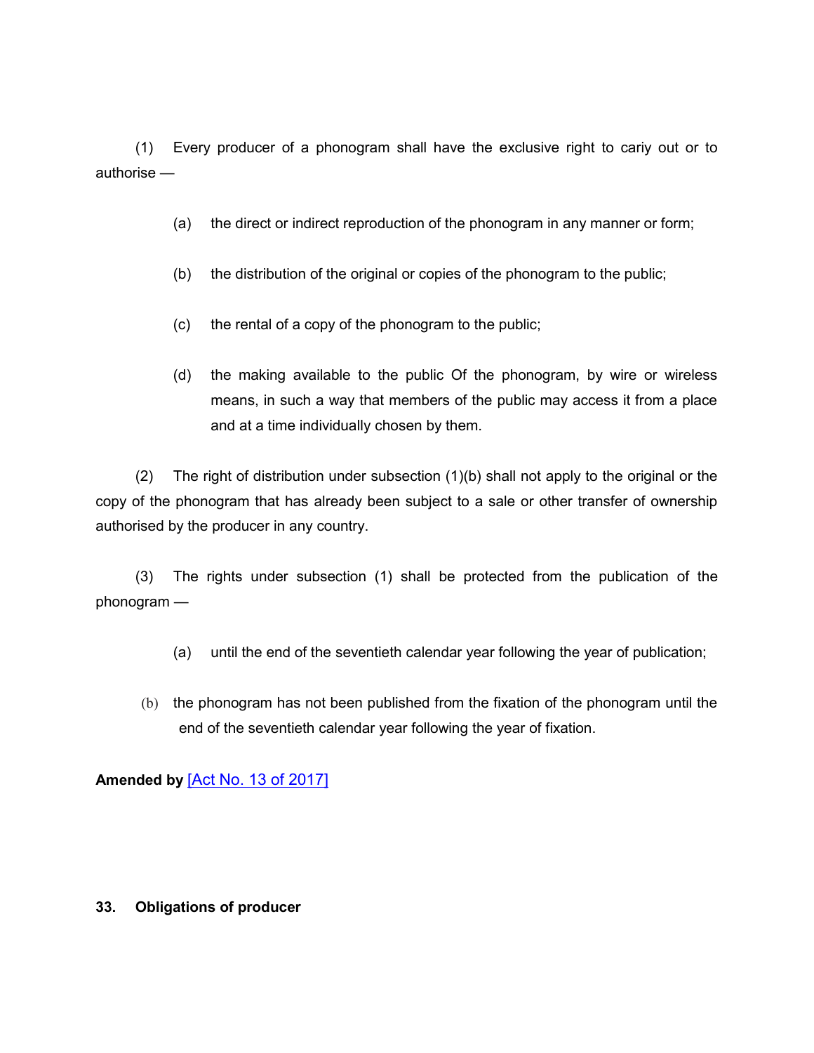(1) Every producer of a phonogram shall have the exclusive right to cariy out or to authorise —

(a) the direct or indirect reproduction of the phonogram in any manner or form;

(b) the distribution of the original or copies of the phonogram to the public;

(c) the rental of a copy of the phonogram to the public;

(d) the making available to the public Of the phonogram, by wire or wireless means, in such a way that members of the public may access it from a place and at a time individually chosen by them.

(2) The right of distribution under subsection (1)(b) shall not apply to the original or the copy of the phonogram that has already been subject to a sale or other transfer of ownership authorised by the producer in any country.

(3) The rights under subsection (1) shall be protected from the publication of the phonogram —

(a) until the end of the seventieth calendar year following the year of publication;

(b) the phonogram has not been published from the fixation of the phonogram until the end of the seventieth calendar year following the year of fixation.

**Amended by** [Act No. 13 of 2017]

**33. Obligations of producer**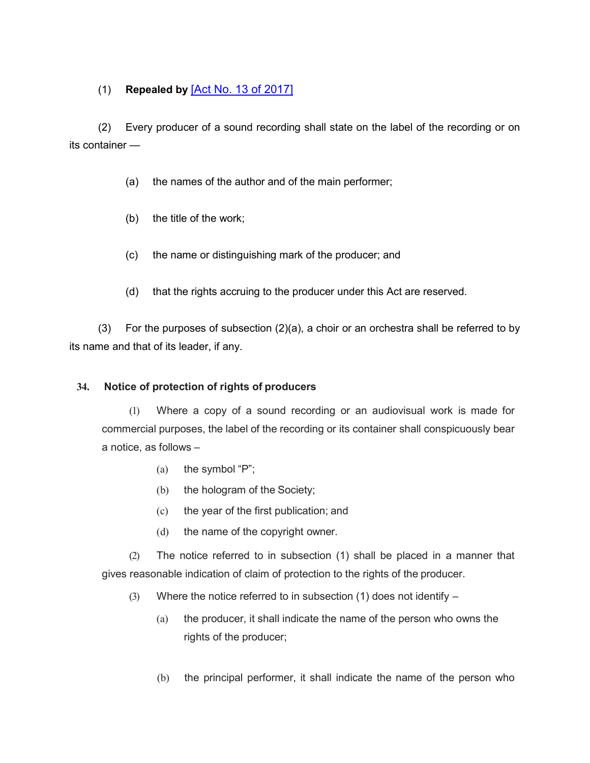(1) **Repealed by** [Act No. 13 of 2017]

(2) Every producer of a sound recording shall state on the label of the recording or on its container —

(a) the names of the author and of the main performer;

(b) the title of the work;

(c) the name or distinguishing mark of the producer; and

(d) that the rights accruing to the producer under this Act are reserved.

(3) For the purposes of subsection (2)(a), a choir or an orchestra shall be referred to by its name and that of its leader, if any.

### 34. Notice of protection of rights of producers

(1) Where a copy of a sound recording or an audiovisual work is made for commercial purposes, the label of the recording or its container shall conspicuously bear a notice, as follows –

(a) the symbol “P”;

(b) the hologram of the Society;

(c) the year of the first publication; and

(d) the name of the copyright owner.

(2) The notice referred to in subsection (1) shall be placed in a manner that gives reasonable indication of claim of protection to the rights of the producer.

(3) Where the notice referred to in subsection (1) does not identify –

(a) the producer, it shall indicate the name of the person who owns the rights of the producer;

(b) the principal performer, it shall indicate the name of the person who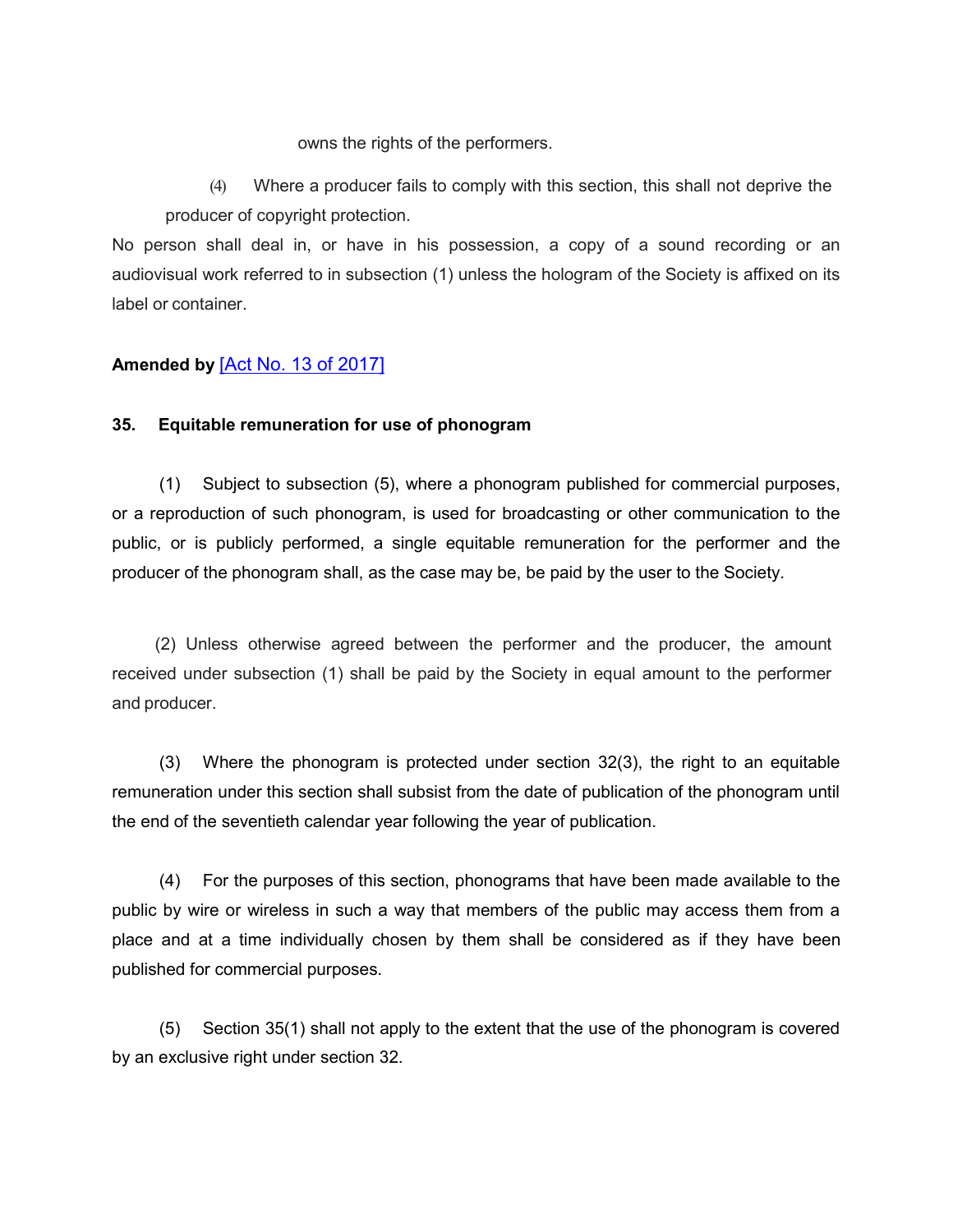owns the rights of the performers.

(4) Where a producer fails to comply with this section, this shall not deprive the producer of copyright protection.

No person shall deal in, or have in his possession, a copy of a sound recording or an audiovisual work referred to in subsection (1) unless the hologram of the Society is affixed on its label or container.

**Amended by** [Act No. 13 of 2017]

**35. Equitable remuneration for use of phonogram**

(1) Subject to subsection (5), where a phonogram published for commercial purposes, or a reproduction of such phonogram, is used for broadcasting or other communication to the public, or is publicly performed, a single equitable remuneration for the performer and the producer of the phonogram shall, as the case may be, be paid by the user to the Society.

(2) Unless otherwise agreed between the performer and the producer, the amount received under subsection (1) shall be paid by the Society in equal amount to the performer and producer.

(3) Where the phonogram is protected under section 32(3), the right to an equitable remuneration under this section shall subsist from the date of publication of the phonogram until the end of the seventieth calendar year following the year of publication.

(4) For the purposes of this section, phonograms that have been made available to the public by wire or wireless in such a way that members of the public may access them from a place and at a time individually chosen by them shall be considered as if they have been published for commercial purposes.

(5) Section 35(1) shall not apply to the extent that the use of the phonogram is covered by an exclusive right under section 32.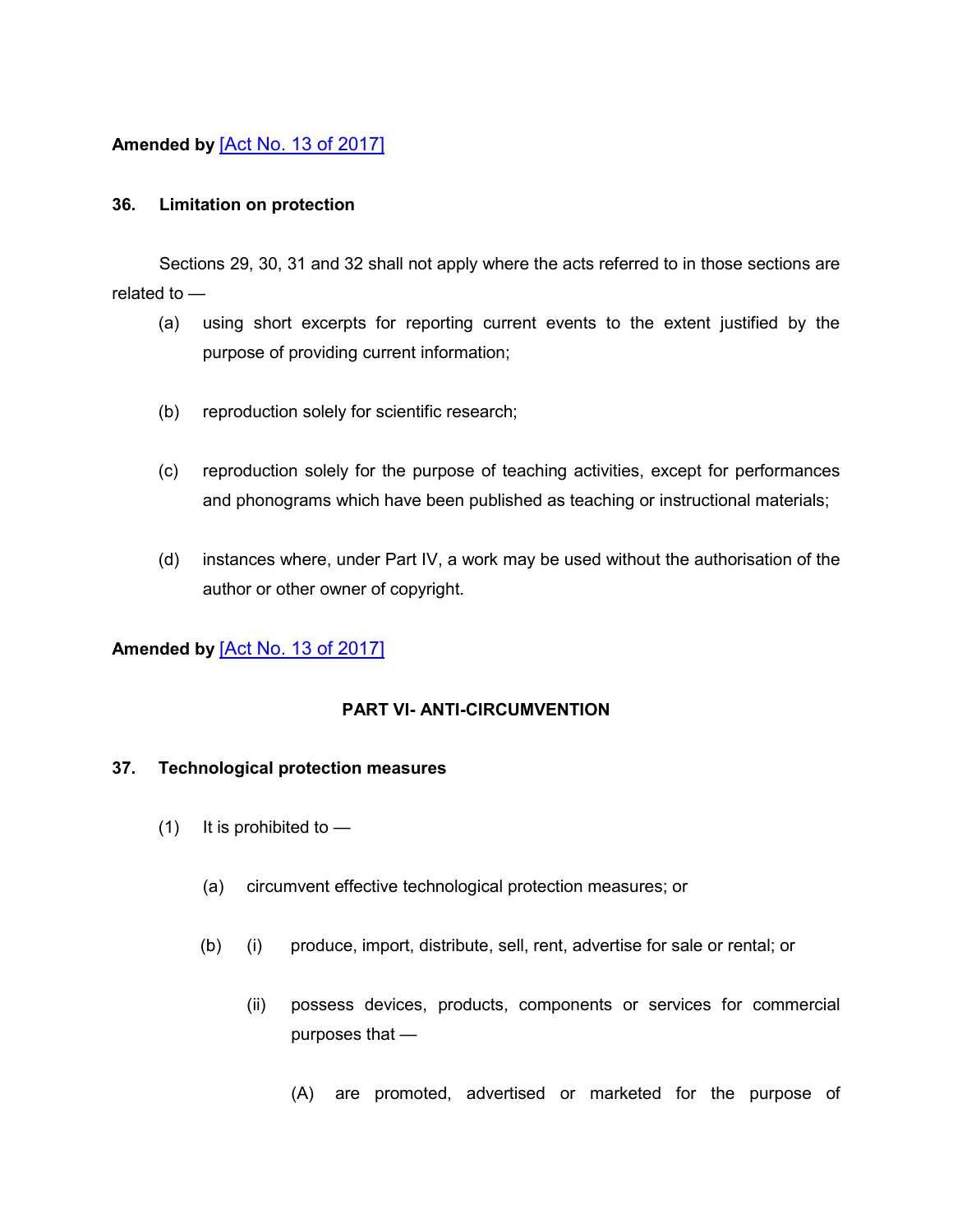**Amended by** [Act No. 13 of 2017]

**36. Limitation on protection**

Sections 29, 30, 31 and 32 shall not apply where the acts referred to in those sections are related to —

(a) using short excerpts for reporting current events to the extent justified by the purpose of providing current information;

(b) reproduction solely for scientific research;

(c) reproduction solely for the purpose of teaching activities, except for performances and phonograms which have been published as teaching or instructional materials;

(d) instances where, under Part IV, a work may be used without the authorisation of the author or other owner of copyright.

**Amended by** [Act No. 13 of 2017]

**PART VI- ANTI-CIRCUMVENTION**

**37. Technological protection measures**

(1) It is prohibited to —

(a) circumvent effective technological protection measures; or

(b) (i) produce, import, distribute, sell, rent, advertise for sale or rental; or

(ii) possess devices, products, components or services for commercial purposes that —

(A) are promoted, advertised or marketed for the purpose of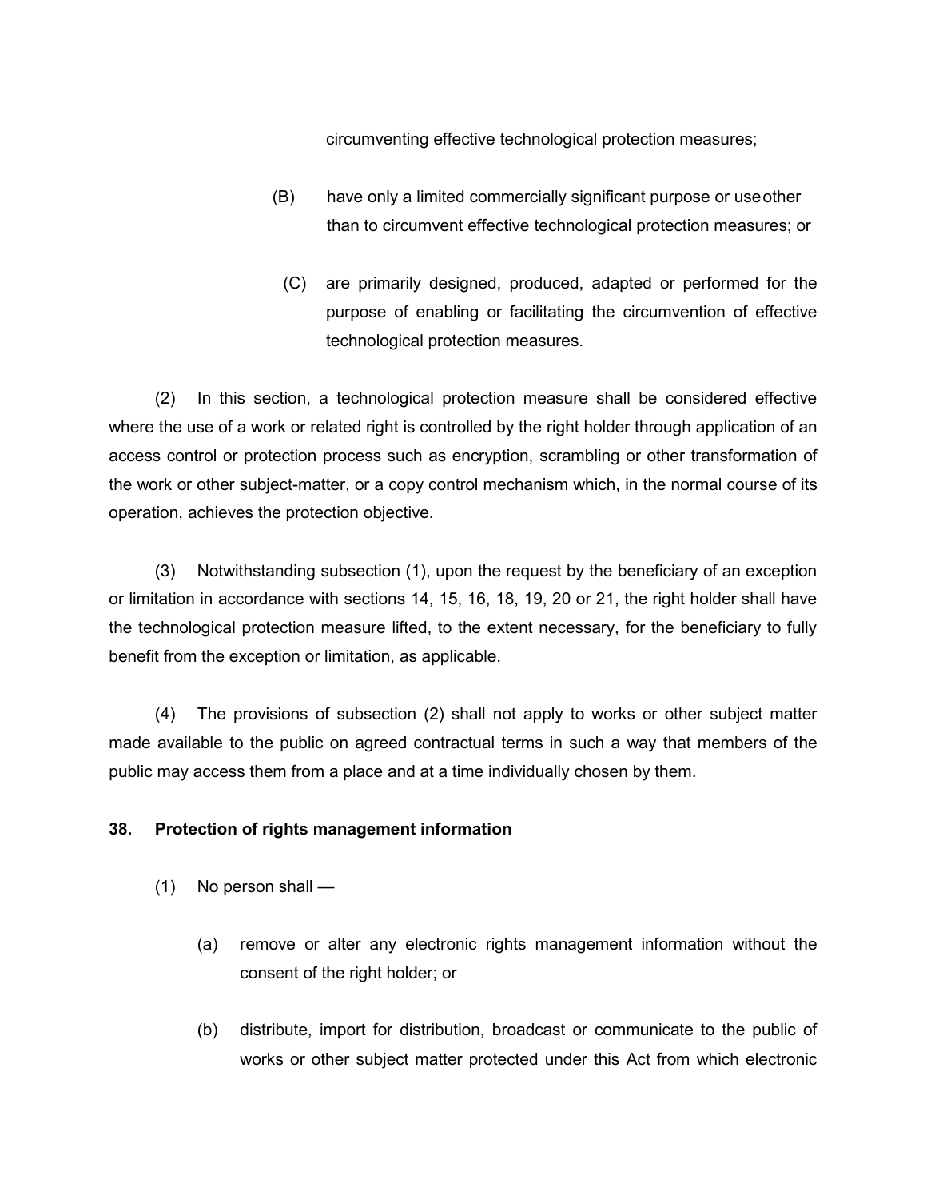circumventing effective technological protection measures;

(B) have only a limited commercially significant purpose or use other than to circumvent effective technological protection measures; or

(C) are primarily designed, produced, adapted or performed for the purpose of enabling or facilitating the circumvention of effective technological protection measures.

(2) In this section, a technological protection measure shall be considered effective where the use of a work or related right is controlled by the right holder through application of an access control or protection process such as encryption, scrambling or other transformation of the work or other subject-matter, or a copy control mechanism which, in the normal course of its operation, achieves the protection objective.

(3) Notwithstanding subsection (1), upon the request by the beneficiary of an exception or limitation in accordance with sections 14, 15, 16, 18, 19, 20 or 21, the right holder shall have the technological protection measure lifted, to the extent necessary, for the beneficiary to fully benefit from the exception or limitation, as applicable.

(4) The provisions of subsection (2) shall not apply to works or other subject matter made available to the public on agreed contractual terms in such a way that members of the public may access them from a place and at a time individually chosen by them.

**38. Protection of rights management information**

(1) No person shall —

(a) remove or alter any electronic rights management information without the consent of the right holder; or

(b) distribute, import for distribution, broadcast or communicate to the public of works or other subject matter protected under this Act from which electronic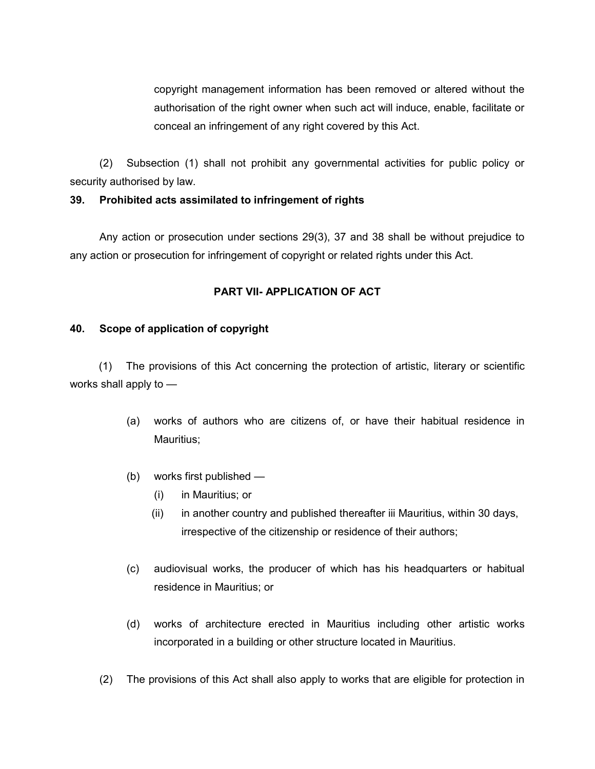copyright management information has been removed or altered without the authorisation of the right owner when such act will induce, enable, facilitate or conceal an infringement of any right covered by this Act.

(2) Subsection (1) shall not prohibit any governmental activities for public policy or security authorised by law.

**39. Prohibited acts assimilated to infringement of rights**

Any action or prosecution under sections 29(3), 37 and 38 shall be without prejudice to any action or prosecution for infringement of copyright or related rights under this Act.

**PART VII- APPLICATION OF ACT**

**40. Scope of application of copyright**

(1) The provisions of this Act concerning the protection of artistic, literary or scientific works shall apply to —

(a) works of authors who are citizens of, or have their habitual residence in Mauritius;

(b) works first published —

(i) in Mauritius; or

(ii) in another country and published thereafter iii Mauritius, within 30 days, irrespective of the citizenship or residence of their authors;

(c) audiovisual works, the producer of which has his headquarters or habitual residence in Mauritius; or

(d) works of architecture erected in Mauritius including other artistic works incorporated in a building or other structure located in Mauritius.

(2) The provisions of this Act shall also apply to works that are eligible for protection in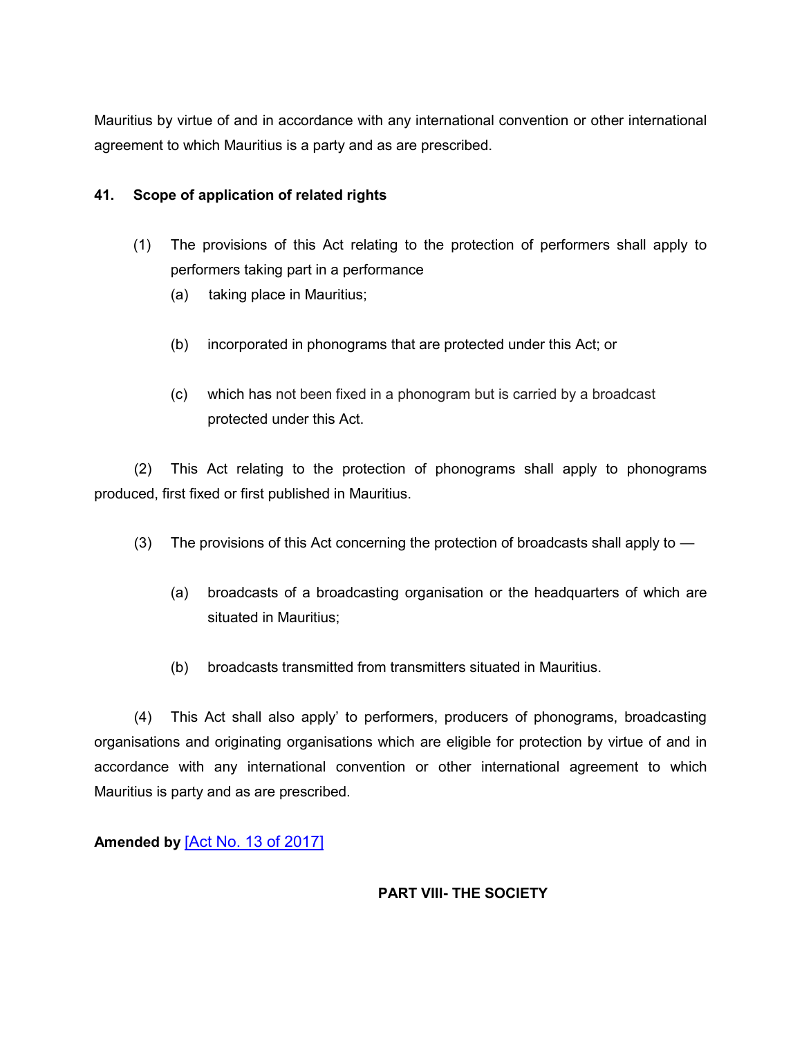Mauritius by virtue of and in accordance with any international convention or other international agreement to which Mauritius is a party and as are prescribed.

**41. Scope of application of related rights**

(1) The provisions of this Act relating to the protection of performers shall apply to performers taking part in a performance

(a) taking place in Mauritius;

(b) incorporated in phonograms that are protected under this Act; or

(c) which has not been fixed in a phonogram but is carried by a broadcast protected under this Act.

(2) This Act relating to the protection of phonograms shall apply to phonograms produced, first fixed or first published in Mauritius.

(3) The provisions of this Act concerning the protection of broadcasts shall apply to —

(a) broadcasts of a broadcasting organisation or the headquarters of which are situated in Mauritius;

(b) broadcasts transmitted from transmitters situated in Mauritius.

(4) This Act shall also apply' to performers, producers of phonograms, broadcasting organisations and originating organisations which are eligible for protection by virtue of and in accordance with any international convention or other international agreement to which Mauritius is party and as are prescribed.

**Amended by** [Act No. 13 of 2017]

## PART VIII- THE SOCIETY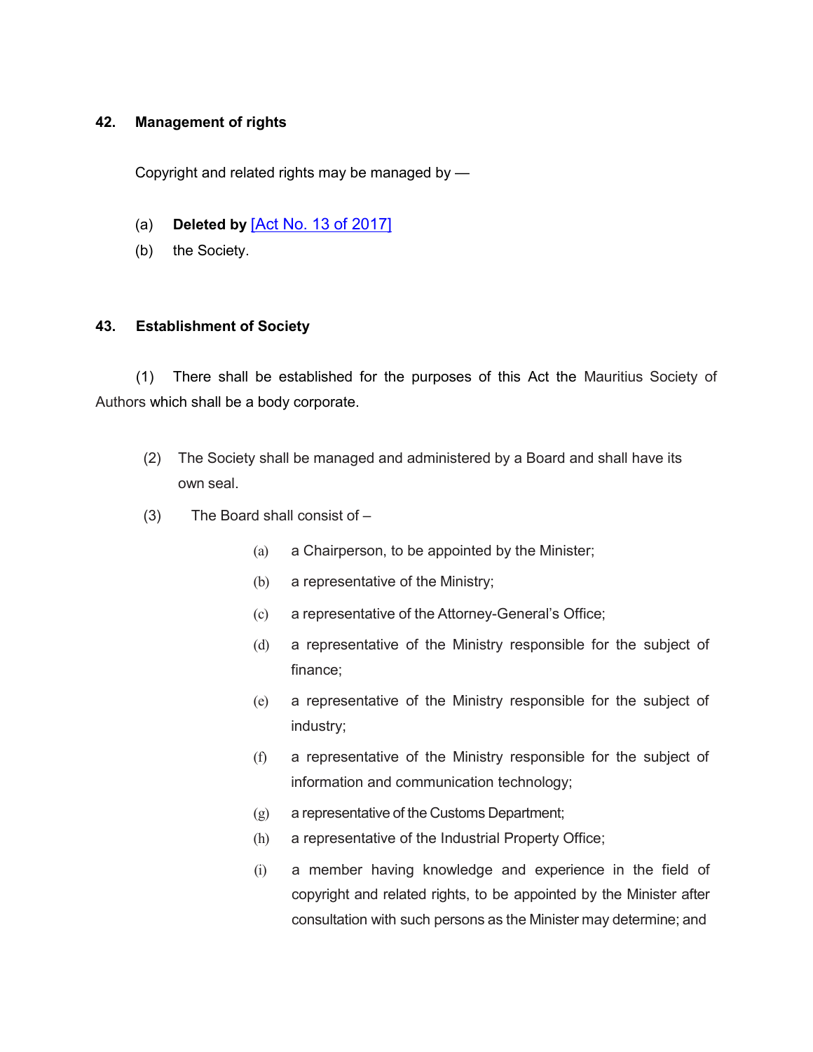**42. Management of rights**

Copyright and related rights may be managed by —

(a) **Deleted by** [Act No. 13 of 2017]

(b) the Society.

**43. Establishment of Society**

(1) There shall be established for the purposes of this Act the Mauritius Society of Authors which shall be a body corporate.

(2) The Society shall be managed and administered by a Board and shall have its own seal.

(3) The Board shall consist of –

(a) a Chairperson, to be appointed by the Minister;

(b) a representative of the Ministry;

(c) a representative of the Attorney-General's Office;

(d) a representative of the Ministry responsible for the subject of finance;

(e) a representative of the Ministry responsible for the subject of industry;

(f) a representative of the Ministry responsible for the subject of information and communication technology;

(g) a representative of the Customs Department;

(h) a representative of the Industrial Property Office;

(i) a member having knowledge and experience in the field of copyright and related rights, to be appointed by the Minister after consultation with such persons as the Minister may determine; and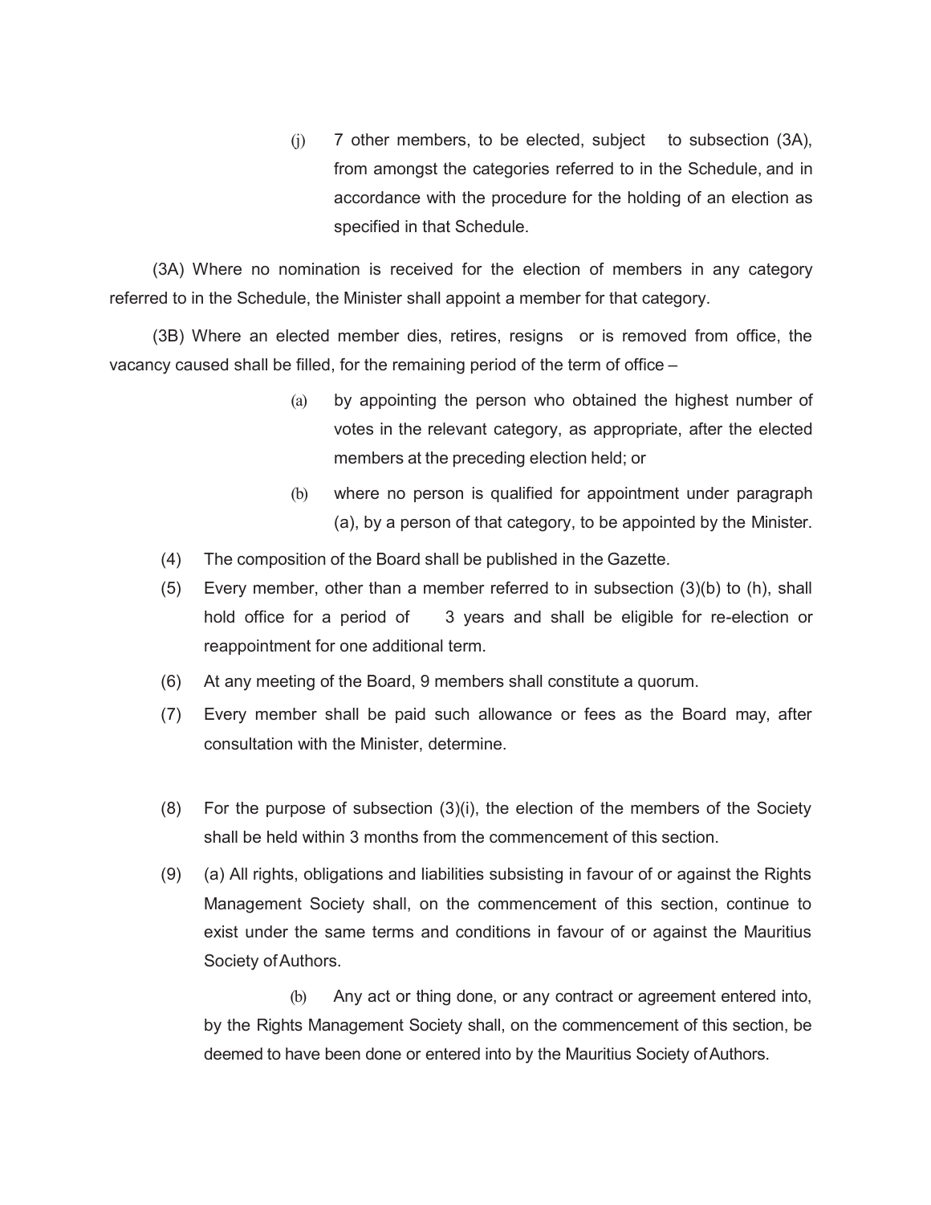(j) 7 other members, to be elected, subject to subsection (3A), from amongst the categories referred to in the Schedule, and in accordance with the procedure for the holding of an election as specified in that Schedule.

(3A) Where no nomination is received for the election of members in any category referred to in the Schedule, the Minister shall appoint a member for that category.

(3B) Where an elected member dies, retires, resigns or is removed from office, the vacancy caused shall be filled, for the remaining period of the term of office –

(a) by appointing the person who obtained the highest number of votes in the relevant category, as appropriate, after the elected members at the preceding election held; or

(b) where no person is qualified for appointment under paragraph (a), by a person of that category, to be appointed by the Minister.

(4) The composition of the Board shall be published in the Gazette.

(5) Every member, other than a member referred to in subsection (3)(b) to (h), shall hold office for a period of 3 years and shall be eligible for re-election or reappointment for one additional term.

(6) At any meeting of the Board, 9 members shall constitute a quorum.

(7) Every member shall be paid such allowance or fees as the Board may, after consultation with the Minister, determine.

(8) For the purpose of subsection (3)(i), the election of the members of the Society shall be held within 3 months from the commencement of this section.

(9) (a) All rights, obligations and liabilities subsisting in favour of or against the Rights Management Society shall, on the commencement of this section, continue to exist under the same terms and conditions in favour of or against the Mauritius Society of Authors.

(b) Any act or thing done, or any contract or agreement entered into, by the Rights Management Society shall, on the commencement of this section, be deemed to have been done or entered into by the Mauritius Society of Authors.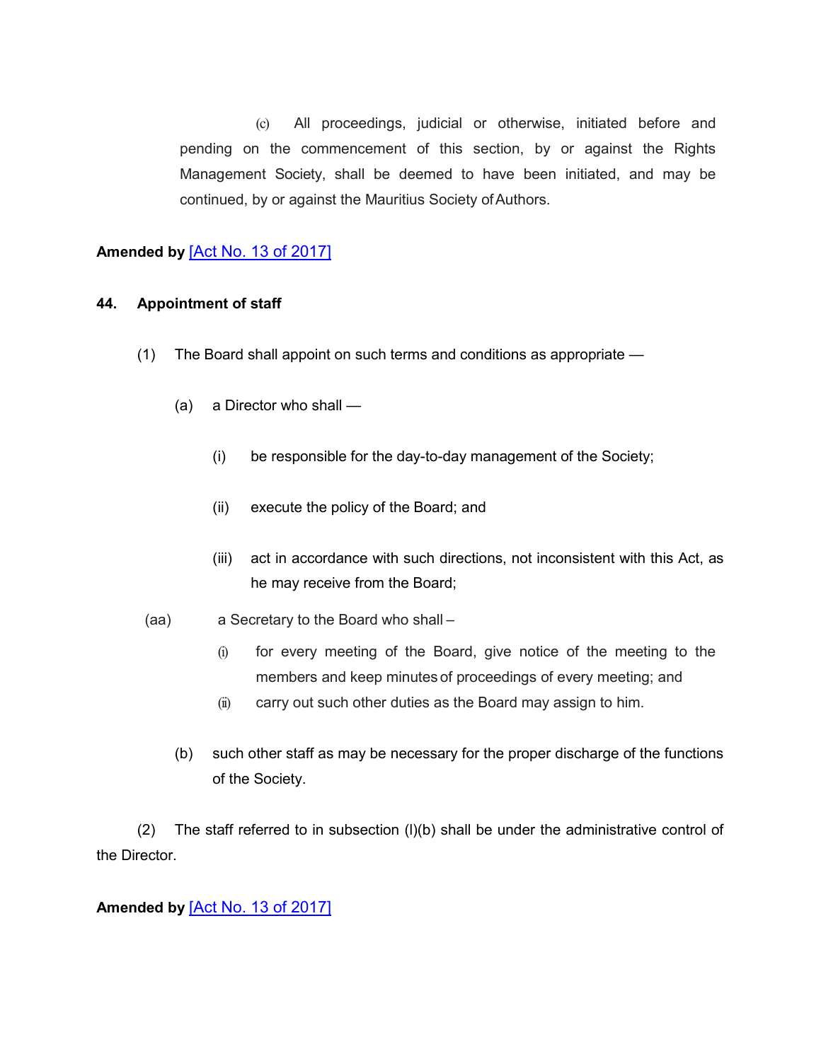(c) All proceedings, judicial or otherwise, initiated before and pending on the commencement of this section, by or against the Rights Management Society, shall be deemed to have been initiated, and may be continued, by or against the Mauritius Society of Authors.

**Amended by** [Act No. 13 of 2017]

**44. Appointment of staff**

(1) The Board shall appoint on such terms and conditions as appropriate —

(a) a Director who shall —

(i) be responsible for the day-to-day management of the Society;

(ii) execute the policy of the Board; and

(iii) act in accordance with such directions, not inconsistent with this Act, as he may receive from the Board;

(aa) a Secretary to the Board who shall –

(i) for every meeting of the Board, give notice of the meeting to the members and keep minutes of proceedings of every meeting; and

(ii) carry out such other duties as the Board may assign to him.

(b) such other staff as may be necessary for the proper discharge of the functions of the Society.

(2) The staff referred to in subsection (l)(b) shall be under the administrative control of the Director.

**Amended by** [Act No. 13 of 2017]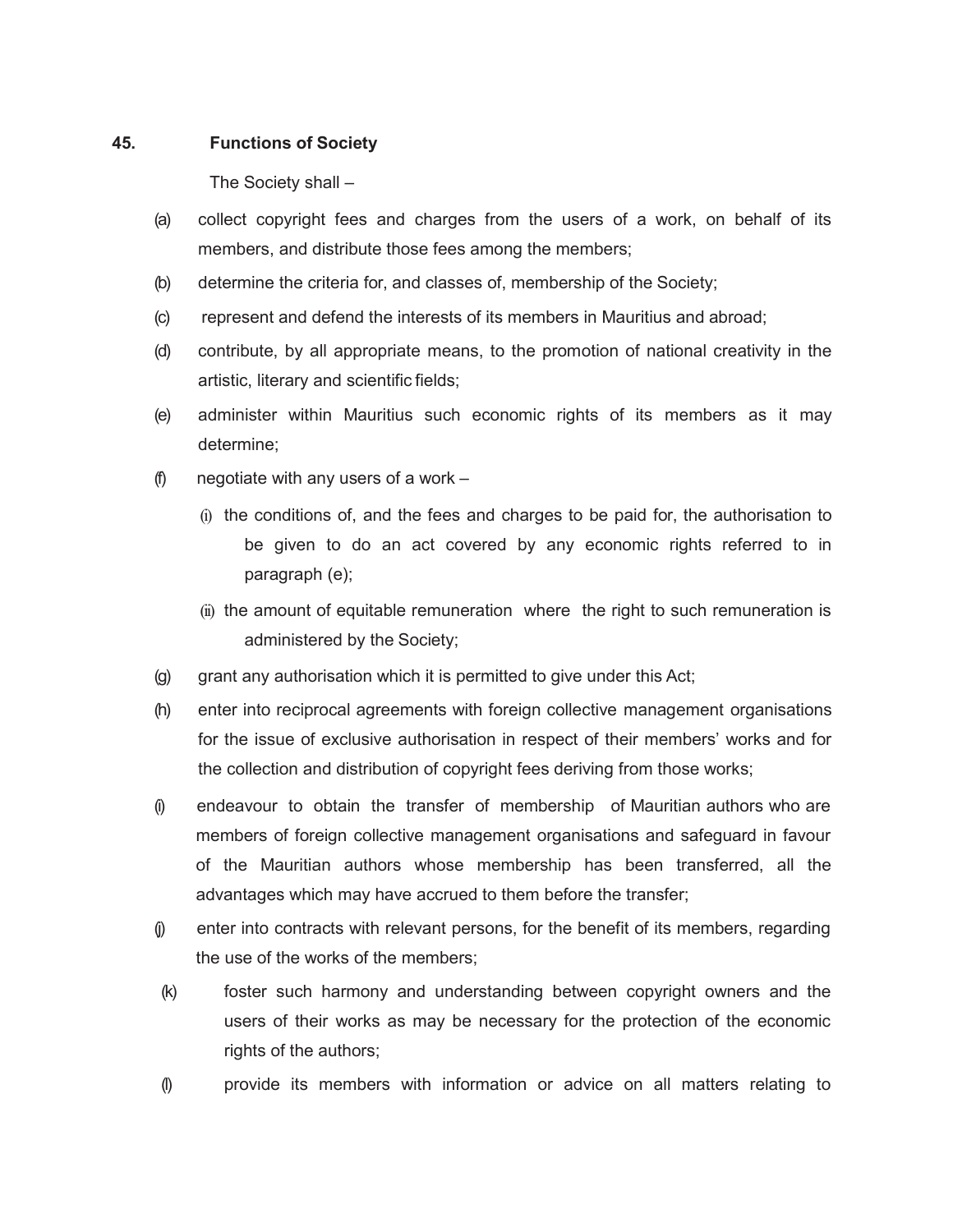**45. Functions of Society**

The Society shall –

(a) collect copyright fees and charges from the users of a work, on behalf of its members, and distribute those fees among the members;

(b) determine the criteria for, and classes of, membership of the Society;

(c) represent and defend the interests of its members in Mauritius and abroad;

(d) contribute, by all appropriate means, to the promotion of national creativity in the artistic, literary and scientific fields;

(e) administer within Mauritius such economic rights of its members as it may determine;

(f) negotiate with any users of a work –

   (i) the conditions of, and the fees and charges to be paid for, the authorisation to be given to do an act covered by any economic rights referred to in paragraph (e);

   (ii) the amount of equitable remuneration where the right to such remuneration is administered by the Society;

(g) grant any authorisation which it is permitted to give under this Act;

(h) enter into reciprocal agreements with foreign collective management organisations for the issue of exclusive authorisation in respect of their members' works and for the collection and distribution of copyright fees deriving from those works;

(i) endeavour to obtain the transfer of membership of Mauritian authors who are members of foreign collective management organisations and safeguard in favour of the Mauritian authors whose membership has been transferred, all the advantages which may have accrued to them before the transfer;

(j) enter into contracts with relevant persons, for the benefit of its members, regarding the use of the works of the members;

(k) foster such harmony and understanding between copyright owners and the users of their works as may be necessary for the protection of the economic rights of the authors;

(l) provide its members with information or advice on all matters relating to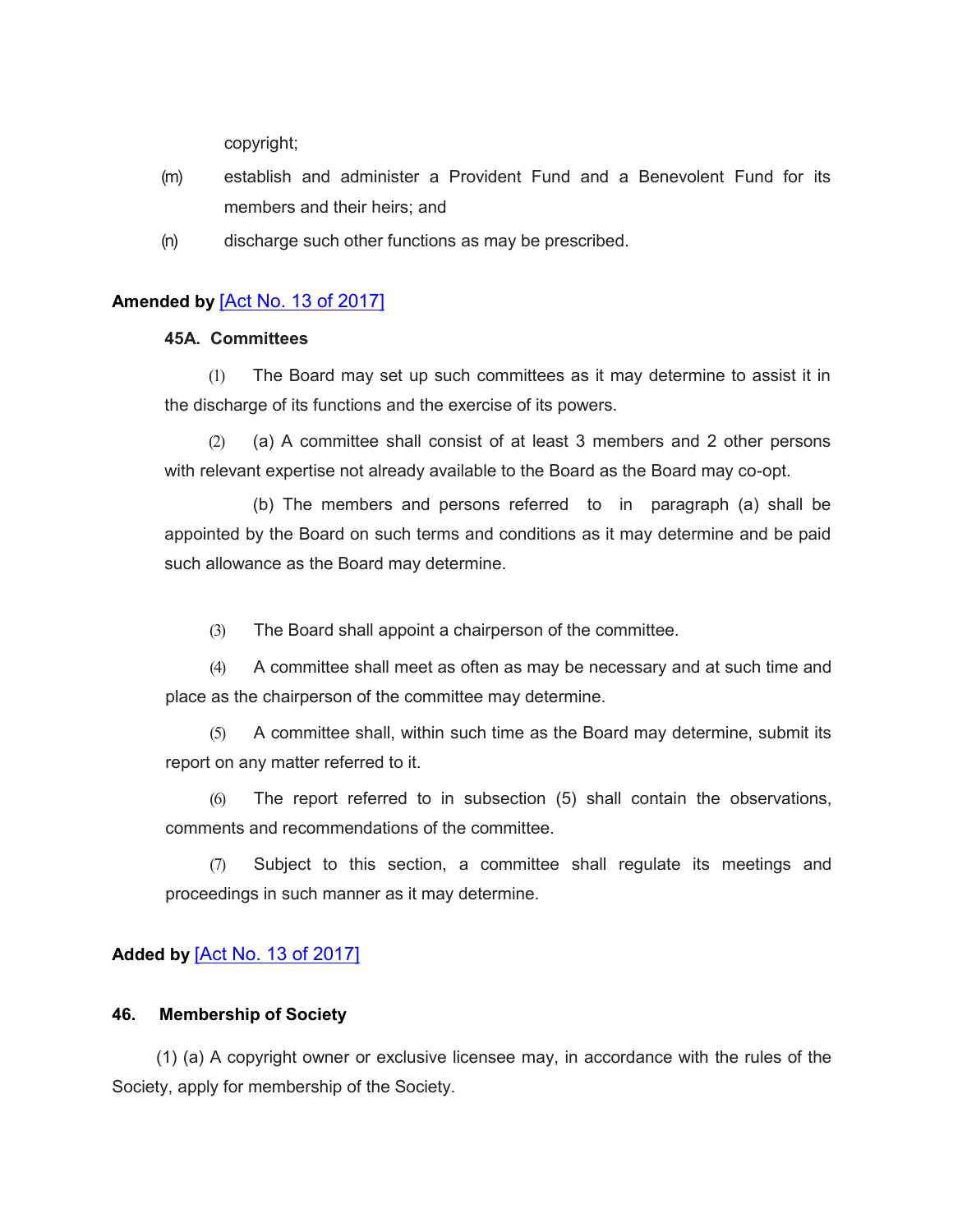copyright;

(m) establish and administer a Provident Fund and a Benevolent Fund for its members and their heirs; and

(n) discharge such other functions as may be prescribed.

**Amended by** [Act No. 13 of 2017]

**45A. Committees**

(1) The Board may set up such committees as it may determine to assist it in the discharge of its functions and the exercise of its powers.

(2) (a) A committee shall consist of at least 3 members and 2 other persons with relevant expertise not already available to the Board as the Board may co-opt.

(b) The members and persons referred to in paragraph (a) shall be appointed by the Board on such terms and conditions as it may determine and be paid such allowance as the Board may determine.

(3) The Board shall appoint a chairperson of the committee.

(4) A committee shall meet as often as may be necessary and at such time and place as the chairperson of the committee may determine.

(5) A committee shall, within such time as the Board may determine, submit its report on any matter referred to it.

(6) The report referred to in subsection (5) shall contain the observations, comments and recommendations of the committee.

(7) Subject to this section, a committee shall regulate its meetings and proceedings in such manner as it may determine.

**Added by** [Act No. 13 of 2017]

**46. Membership of Society**

(1) (a) A copyright owner or exclusive licensee may, in accordance with the rules of the Society, apply for membership of the Society.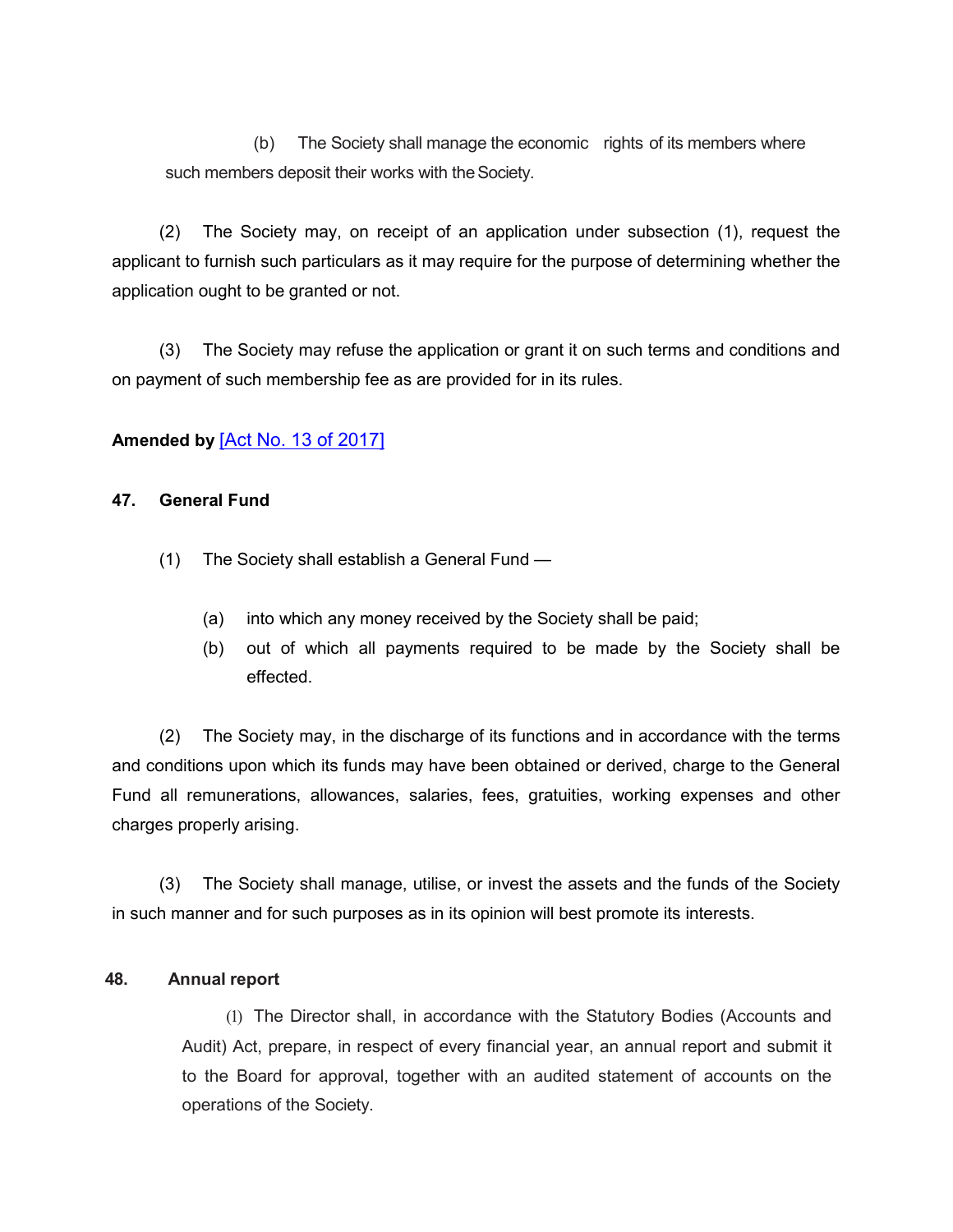(b) The Society shall manage the economic rights of its members where such members deposit their works with the Society.

(2) The Society may, on receipt of an application under subsection (1), request the applicant to furnish such particulars as it may require for the purpose of determining whether the application ought to be granted or not.

(3) The Society may refuse the application or grant it on such terms and conditions and on payment of such membership fee as are provided for in its rules.

**Amended by** [Act No. 13 of 2017]

**47. General Fund**

(1) The Society shall establish a General Fund —

(a) into which any money received by the Society shall be paid;
(b) out of which all payments required to be made by the Society shall be effected.

(2) The Society may, in the discharge of its functions and in accordance with the terms and conditions upon which its funds may have been obtained or derived, charge to the General Fund all remunerations, allowances, salaries, fees, gratuities, working expenses and other charges properly arising.

(3) The Society shall manage, utilise, or invest the assets and the funds of the Society in such manner and for such purposes as in its opinion will best promote its interests.

**48. Annual report**

(1) The Director shall, in accordance with the Statutory Bodies (Accounts and Audit) Act, prepare, in respect of every financial year, an annual report and submit it to the Board for approval, together with an audited statement of accounts on the operations of the Society.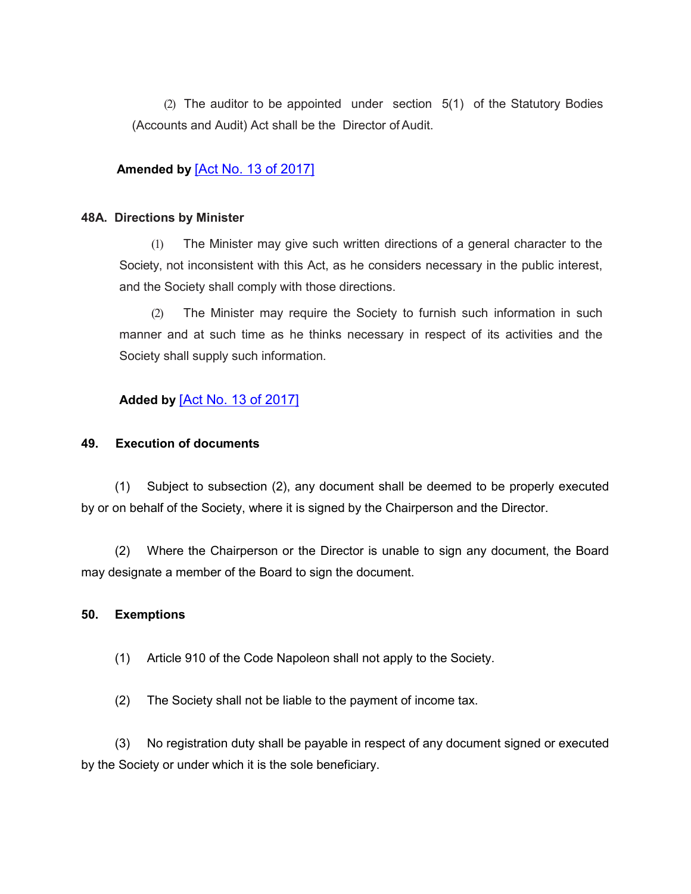(2) The auditor to be appointed under section 5(1) of the Statutory Bodies (Accounts and Audit) Act shall be the Director of Audit.

**Amended by** [Act No. 13 of 2017]

**48A. Directions by Minister**

(1) The Minister may give such written directions of a general character to the Society, not inconsistent with this Act, as he considers necessary in the public interest, and the Society shall comply with those directions.

(2) The Minister may require the Society to furnish such information in such manner and at such time as he thinks necessary in respect of its activities and the Society shall supply such information.

**Added by** [Act No. 13 of 2017]

**49. Execution of documents**

(1) Subject to subsection (2), any document shall be deemed to be properly executed by or on behalf of the Society, where it is signed by the Chairperson and the Director.

(2) Where the Chairperson or the Director is unable to sign any document, the Board may designate a member of the Board to sign the document.

**50. Exemptions**

(1) Article 910 of the Code Napoleon shall not apply to the Society.

(2) The Society shall not be liable to the payment of income tax.

(3) No registration duty shall be payable in respect of any document signed or executed by the Society or under which it is the sole beneficiary.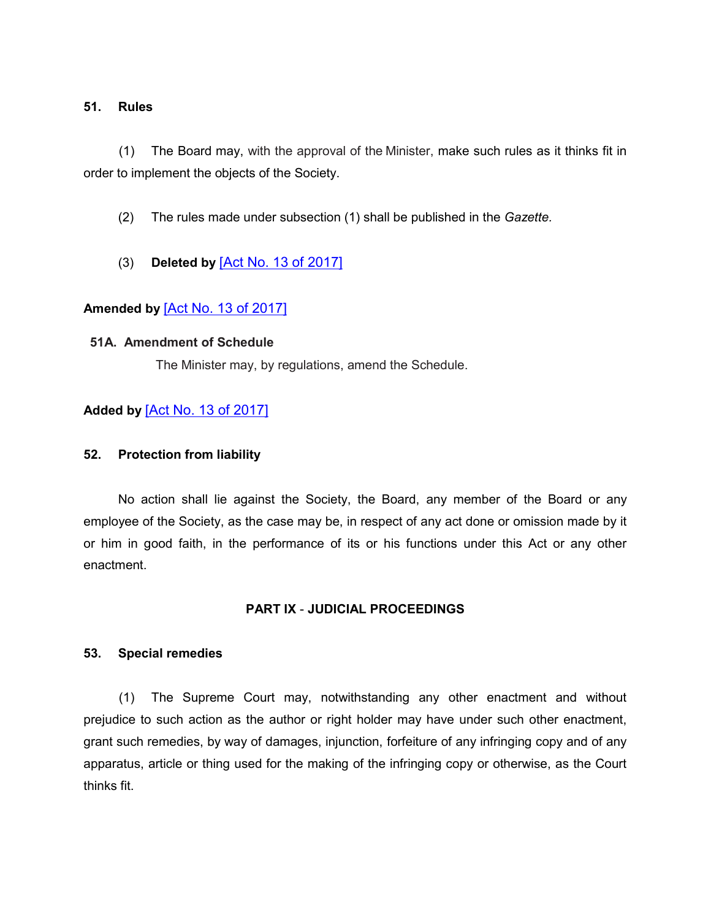**51. Rules**

(1) The Board may, with the approval of the Minister, make such rules as it thinks fit in order to implement the objects of the Society.

(2) The rules made under subsection (1) shall be published in the *Gazette.*

(3) **Deleted by** [Act No. 13 of 2017]

**Amended by** [Act No. 13 of 2017]

**51A. Amendment of Schedule**

The Minister may, by regulations, amend the Schedule.

**Added by** [Act No. 13 of 2017]

**52. Protection from liability**

No action shall lie against the Society, the Board, any member of the Board or any employee of the Society, as the case may be, in respect of any act done or omission made by it or him in good faith, in the performance of its or his functions under this Act or any other enactment.

## PART IX - JUDICIAL PROCEEDINGS

**53. Special remedies**

(1) The Supreme Court may, notwithstanding any other enactment and without prejudice to such action as the author or right holder may have under such other enactment, grant such remedies, by way of damages, injunction, forfeiture of any infringing copy and of any apparatus, article or thing used for the making of the infringing copy or otherwise, as the Court thinks fit.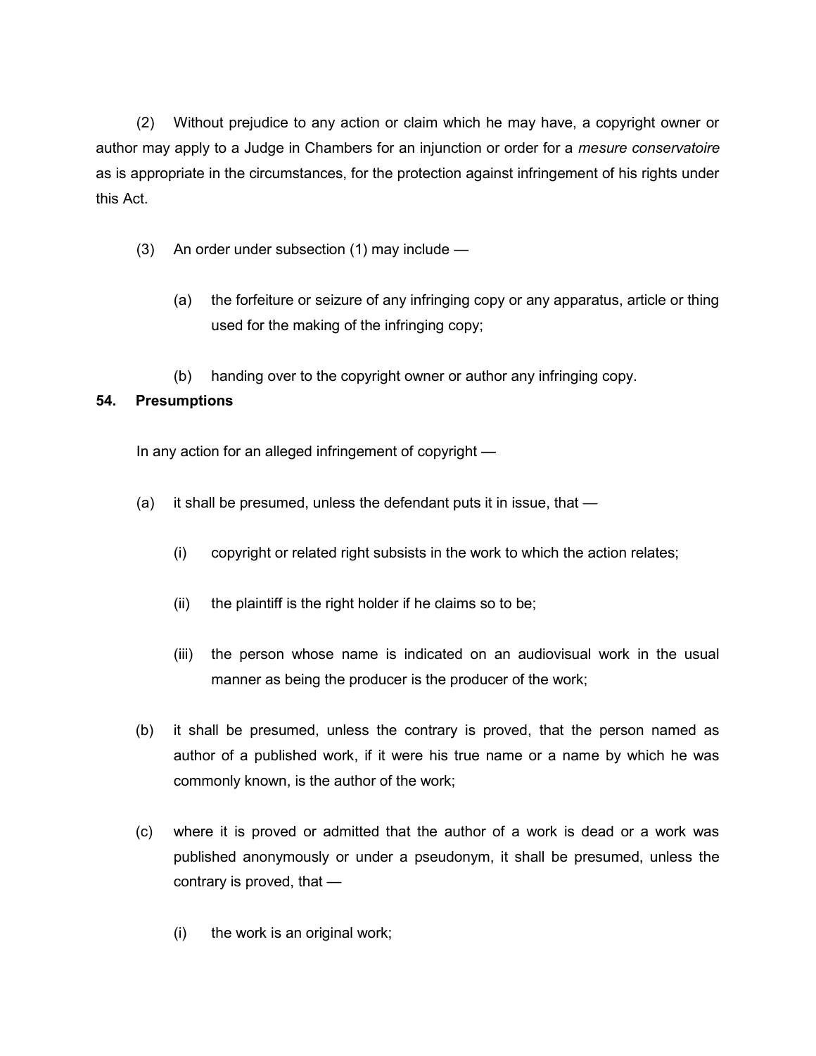(2) Without prejudice to any action or claim which he may have, a copyright owner or author may apply to a Judge in Chambers for an injunction or order for a *mesure conservatoire* as is appropriate in the circumstances, for the protection against infringement of his rights under this Act.

(3) An order under subsection (1) may include —

(a) the forfeiture or seizure of any infringing copy or any apparatus, article or thing used for the making of the infringing copy;

(b) handing over to the copyright owner or author any infringing copy.

**54. Presumptions**

In any action for an alleged infringement of copyright —

(a) it shall be presumed, unless the defendant puts it in issue, that —

(i) copyright or related right subsists in the work to which the action relates;

(ii) the plaintiff is the right holder if he claims so to be;

(iii) the person whose name is indicated on an audiovisual work in the usual manner as being the producer is the producer of the work;

(b) it shall be presumed, unless the contrary is proved, that the person named as author of a published work, if it were his true name or a name by which he was commonly known, is the author of the work;

(c) where it is proved or admitted that the author of a work is dead or a work was published anonymously or under a pseudonym, it shall be presumed, unless the contrary is proved, that —

(i) the work is an original work;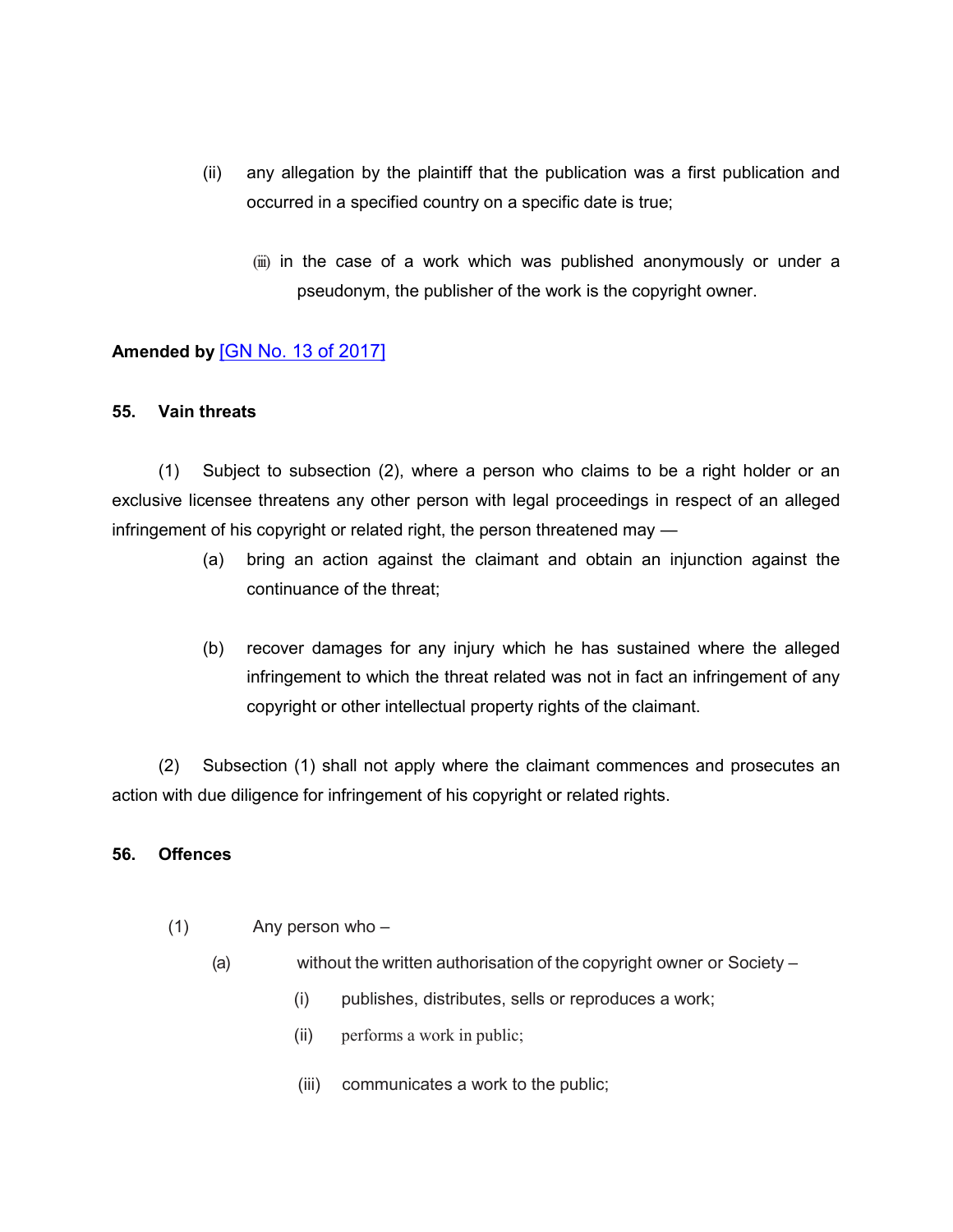(ii) any allegation by the plaintiff that the publication was a first publication and occurred in a specified country on a specific date is true;

(iii) in the case of a work which was published anonymously or under a pseudonym, the publisher of the work is the copyright owner.

**Amended by** [GN No. 13 of 2017]

**55. Vain threats**

(1) Subject to subsection (2), where a person who claims to be a right holder or an exclusive licensee threatens any other person with legal proceedings in respect of an alleged infringement of his copyright or related right, the person threatened may —

(a) bring an action against the claimant and obtain an injunction against the continuance of the threat;

(b) recover damages for any injury which he has sustained where the alleged infringement to which the threat related was not in fact an infringement of any copyright or other intellectual property rights of the claimant.

(2) Subsection (1) shall not apply where the claimant commences and prosecutes an action with due diligence for infringement of his copyright or related rights.

**56. Offences**

(1) Any person who –

(a) without the written authorisation of the copyright owner or Society –

(i) publishes, distributes, sells or reproduces a work;

(ii) performs a work in public;

(iii) communicates a work to the public;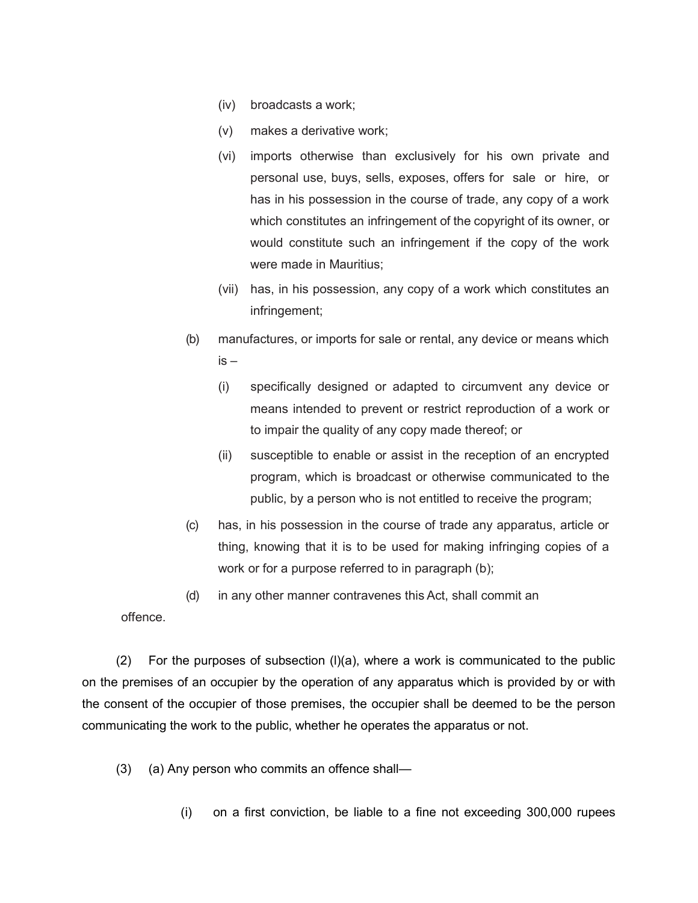(iv) broadcasts a work;

(v) makes a derivative work;

(vi) imports otherwise than exclusively for his own private and personal use, buys, sells, exposes, offers for sale or hire, or has in his possession in the course of trade, any copy of a work which constitutes an infringement of the copyright of its owner, or would constitute such an infringement if the copy of the work were made in Mauritius;

(vii) has, in his possession, any copy of a work which constitutes an infringement;

(b) manufactures, or imports for sale or rental, any device or means which is –

(i) specifically designed or adapted to circumvent any device or means intended to prevent or restrict reproduction of a work or to impair the quality of any copy made thereof; or

(ii) susceptible to enable or assist in the reception of an encrypted program, which is broadcast or otherwise communicated to the public, by a person who is not entitled to receive the program;

(c) has, in his possession in the course of trade any apparatus, article or thing, knowing that it is to be used for making infringing copies of a work or for a purpose referred to in paragraph (b);

(d) in any other manner contravenes this Act, shall commit an offence.

(2) For the purposes of subsection (l)(a), where a work is communicated to the public on the premises of an occupier by the operation of any apparatus which is provided by or with the consent of the occupier of those premises, the occupier shall be deemed to be the person communicating the work to the public, whether he operates the apparatus or not.

(3) (a) Any person who commits an offence shall—

(i) on a first conviction, be liable to a fine not exceeding 300,000 rupees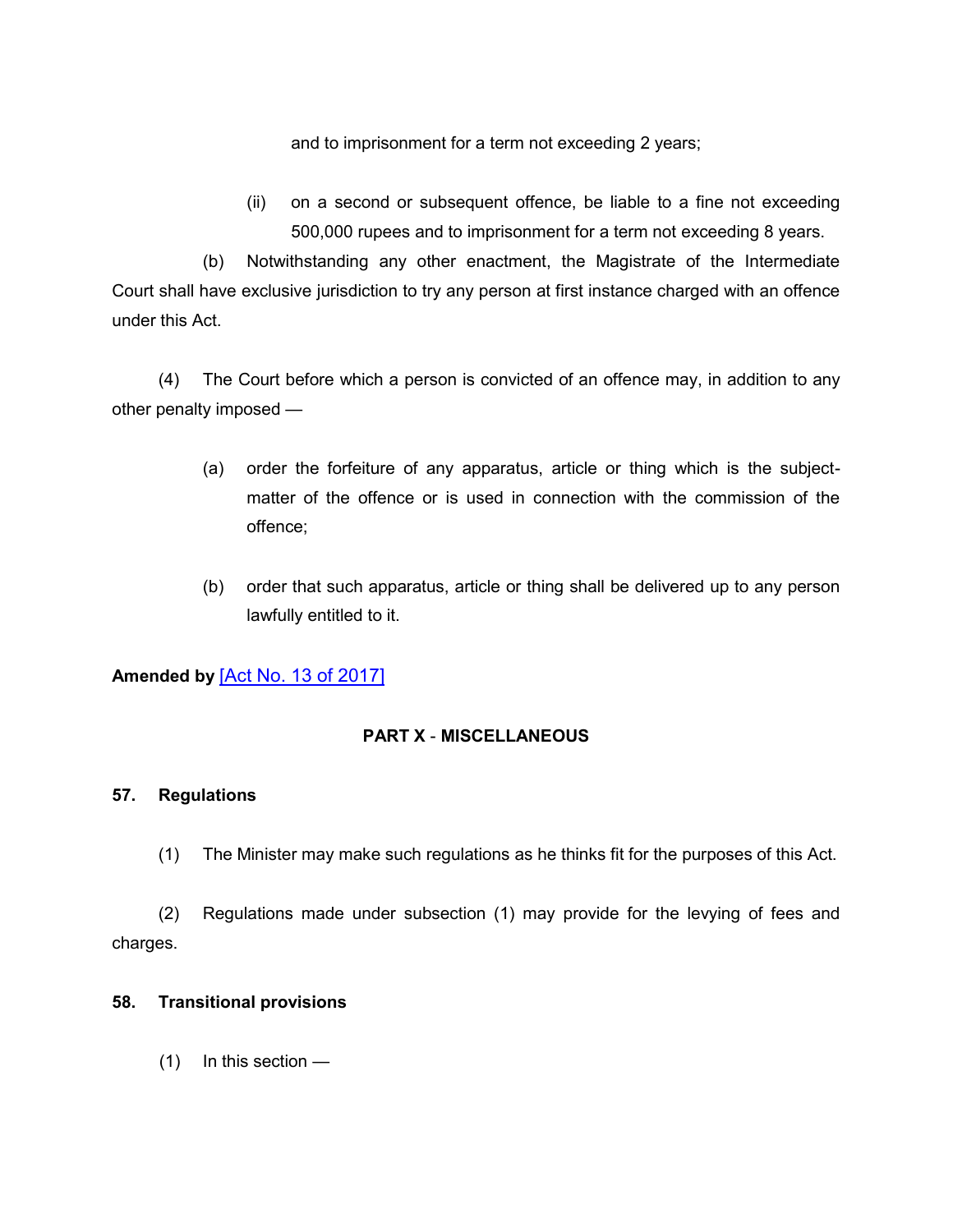and to imprisonment for a term not exceeding 2 years;

(ii) on a second or subsequent offence, be liable to a fine not exceeding 500,000 rupees and to imprisonment for a term not exceeding 8 years.

(b) Notwithstanding any other enactment, the Magistrate of the Intermediate Court shall have exclusive jurisdiction to try any person at first instance charged with an offence under this Act.

(4) The Court before which a person is convicted of an offence may, in addition to any other penalty imposed —

(a) order the forfeiture of any apparatus, article or thing which is the subject-matter of the offence or is used in connection with the commission of the offence;

(b) order that such apparatus, article or thing shall be delivered up to any person lawfully entitled to it.

**Amended by** [Act No. 13 of 2017]

## PART X - MISCELLANEOUS

### 57. Regulations

(1) The Minister may make such regulations as he thinks fit for the purposes of this Act.

(2) Regulations made under subsection (1) may provide for the levying of fees and charges.

### 58. Transitional provisions

(1) In this section —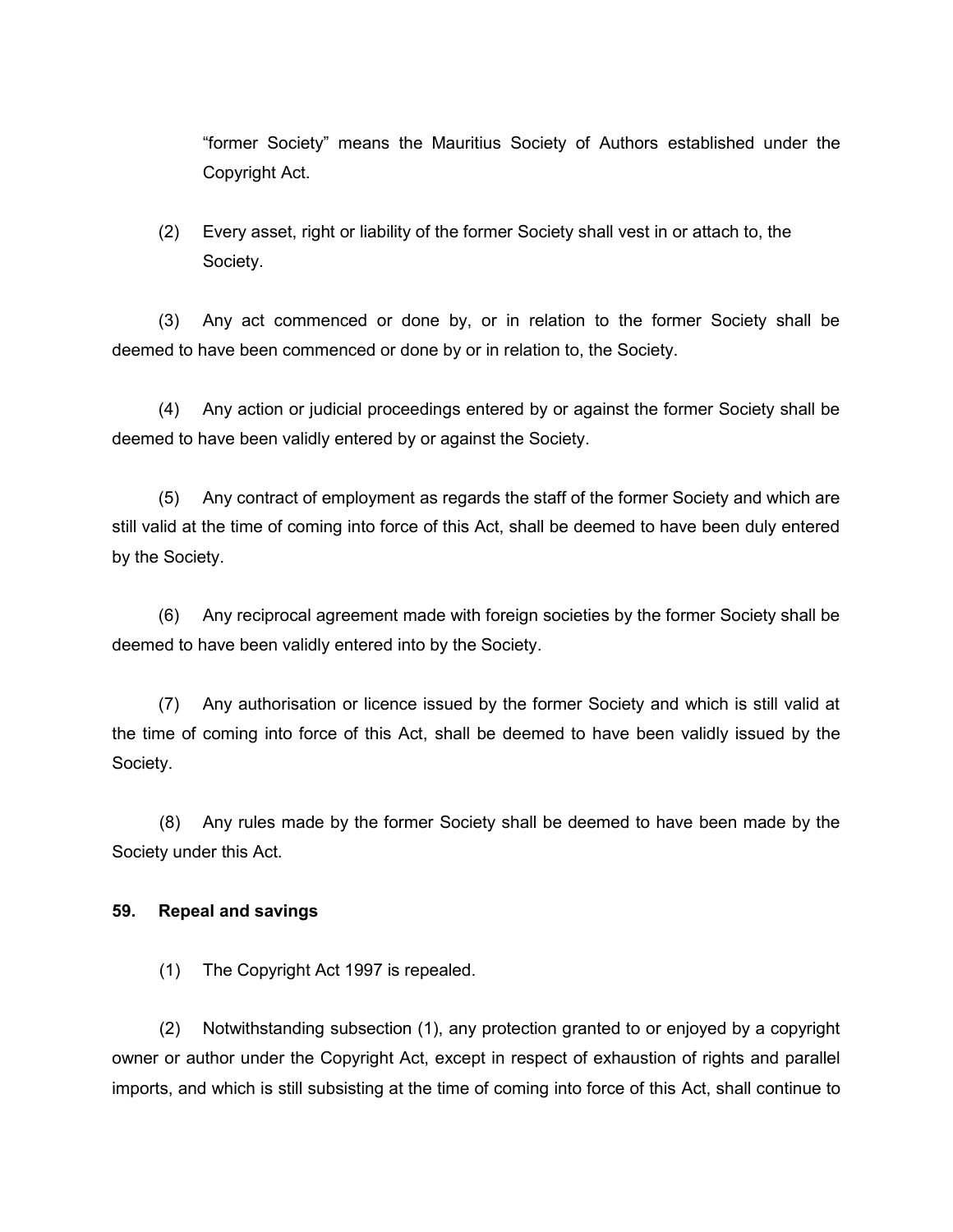"former Society" means the Mauritius Society of Authors established under the Copyright Act.

(2) Every asset, right or liability of the former Society shall vest in or attach to, the Society.

(3) Any act commenced or done by, or in relation to the former Society shall be deemed to have been commenced or done by or in relation to, the Society.

(4) Any action or judicial proceedings entered by or against the former Society shall be deemed to have been validly entered by or against the Society.

(5) Any contract of employment as regards the staff of the former Society and which are still valid at the time of coming into force of this Act, shall be deemed to have been duly entered by the Society.

(6) Any reciprocal agreement made with foreign societies by the former Society shall be deemed to have been validly entered into by the Society.

(7) Any authorisation or licence issued by the former Society and which is still valid at the time of coming into force of this Act, shall be deemed to have been validly issued by the Society.

(8) Any rules made by the former Society shall be deemed to have been made by the Society under this Act.

**59. Repeal and savings**

(1) The Copyright Act 1997 is repealed.

(2) Notwithstanding subsection (1), any protection granted to or enjoyed by a copyright owner or author under the Copyright Act, except in respect of exhaustion of rights and parallel imports, and which is still subsisting at the time of coming into force of this Act, shall continue to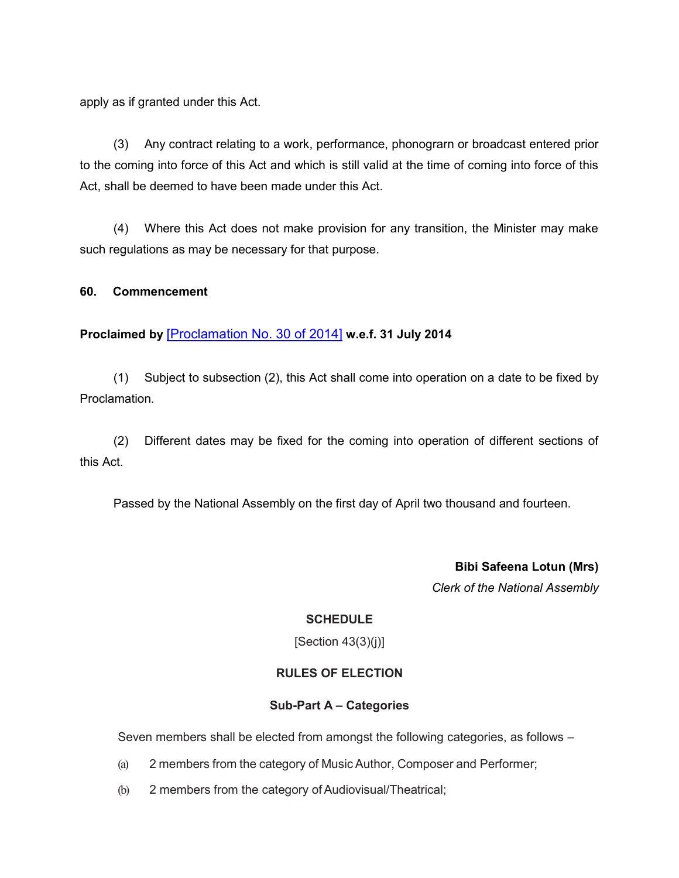apply as if granted under this Act.

(3) Any contract relating to a work, performance, phonogrran or broadcast entered prior to the coming into force of this Act and which is still valid at the time of coming into force of this Act, shall be deemed to have been made under this Act.

(4) Where this Act does not make provision for any transition, the Minister may make such regulations as may be necessary for that purpose.

**60. Commencement**

**Proclaimed by** [Proclamation No. 30 of 2014] **w.e.f. 31 July 2014**

(1) Subject to subsection (2), this Act shall come into operation on a date to be fixed by Proclamation.

(2) Different dates may be fixed for the coming into operation of different sections of this Act.

Passed by the National Assembly on the first day of April two thousand and fourteen.

**Bibi Safeena Lotun (Mrs)**
*Clerk of the National Assembly*

## SCHEDULE

[Section 43(3)(j)]

## RULES OF ELECTION

### Sub-Part A – Categories

Seven members shall be elected from amongst the following categories, as follows –

(a) 2 members from the category of Music Author, Composer and Performer;

(b) 2 members from the category of Audiovisual/Theatrical;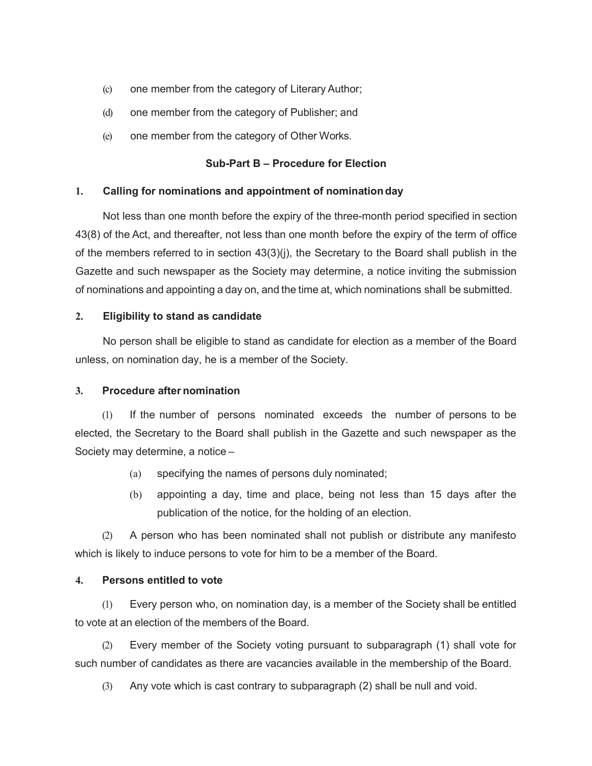(c) one member from the category of Literary Author;

(d) one member from the category of Publisher; and

(e) one member from the category of Other Works.

### Sub-Part B – Procedure for Election

**1. Calling for nominations and appointment of nomination day**

Not less than one month before the expiry of the three-month period specified in section 43(8) of the Act, and thereafter, not less than one month before the expiry of the term of office of the members referred to in section 43(3)(j), the Secretary to the Board shall publish in the Gazette and such newspaper as the Society may determine, a notice inviting the submission of nominations and appointing a day on, and the time at, which nominations shall be submitted.

**2. Eligibility to stand as candidate**

No person shall be eligible to stand as candidate for election as a member of the Board unless, on nomination day, he is a member of the Society.

**3. Procedure after nomination**

(1) If the number of persons nominated exceeds the number of persons to be elected, the Secretary to the Board shall publish in the Gazette and such newspaper as the Society may determine, a notice –

(a) specifying the names of persons duly nominated;

(b) appointing a day, time and place, being not less than 15 days after the publication of the notice, for the holding of an election.

(2) A person who has been nominated shall not publish or distribute any manifesto which is likely to induce persons to vote for him to be a member of the Board.

**4. Persons entitled to vote**

(1) Every person who, on nomination day, is a member of the Society shall be entitled to vote at an election of the members of the Board.

(2) Every member of the Society voting pursuant to subparagraph (1) shall vote for such number of candidates as there are vacancies available in the membership of the Board.

(3) Any vote which is cast contrary to subparagraph (2) shall be null and void.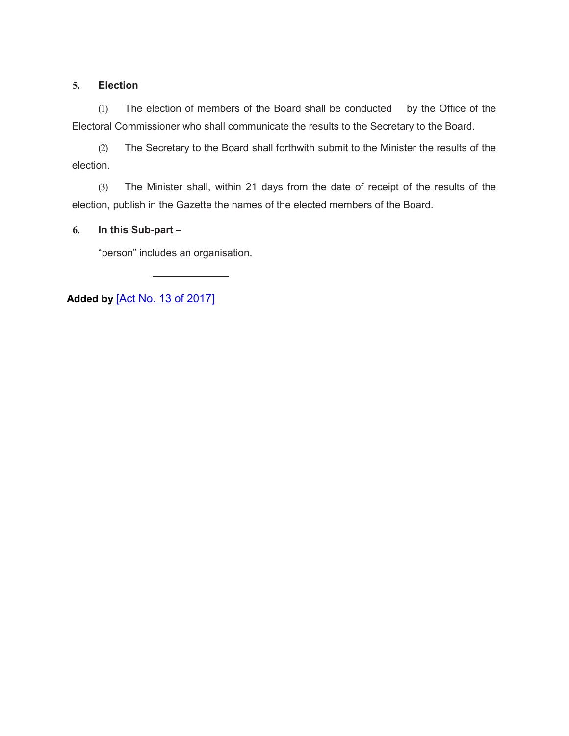**5. Election**

(1) The election of members of the Board shall be conducted by the Office of the Electoral Commissioner who shall communicate the results to the Secretary to the Board.

(2) The Secretary to the Board shall forthwith submit to the Minister the results of the election.

(3) The Minister shall, within 21 days from the date of receipt of the results of the election, publish in the Gazette the names of the elected members of the Board.

**6. In this Sub-part –**

"person" includes an organisation.

---

**Added by** [Act No. 13 of 2017]